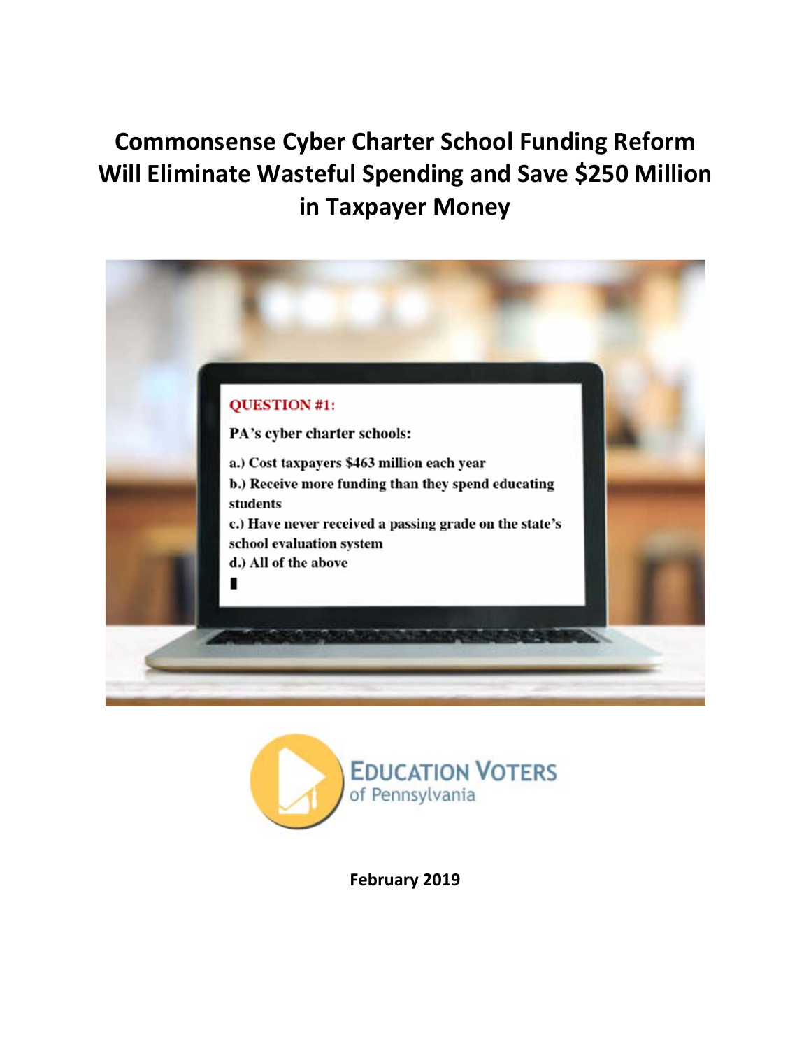# Commonsense Cyber Charter School Funding Reform Will Eliminate Wasteful Spending and Save $250 Million in Taxpayer Money

**QUESTION #1:**

**PA's cyber charter schools:**

a.) Cost taxpayers $463 million each year

b.) Receive more funding than they spend educating students

c.) Have never received a passing grade on the state's school evaluation system

d.) All of the above

EDUCATION VOTERS of Pennsylvania

**February 2019**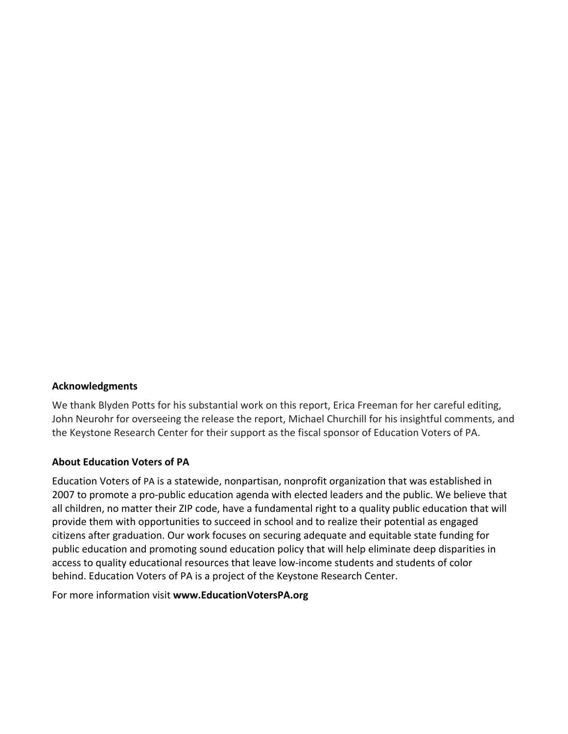**Acknowledgments**

We thank Blyden Potts for his substantial work on this report, Erica Freeman for her careful editing, John Neurohr for overseeing the release the report, Michael Churchill for his insightful comments, and the Keystone Research Center for their support as the fiscal sponsor of Education Voters of PA.

**About Education Voters of PA**

Education Voters of PA is a statewide, nonpartisan, nonprofit organization that was established in 2007 to promote a pro-public education agenda with elected leaders and the public. We believe that all children, no matter their ZIP code, have a fundamental right to a quality public education that will provide them with opportunities to succeed in school and to realize their potential as engaged citizens after graduation. Our work focuses on securing adequate and equitable state funding for public education and promoting sound education policy that will help eliminate deep disparities in access to quality educational resources that leave low-income students and students of color behind. Education Voters of PA is a project of the Keystone Research Center.

For more information visit **www.EducationVotersPA.org**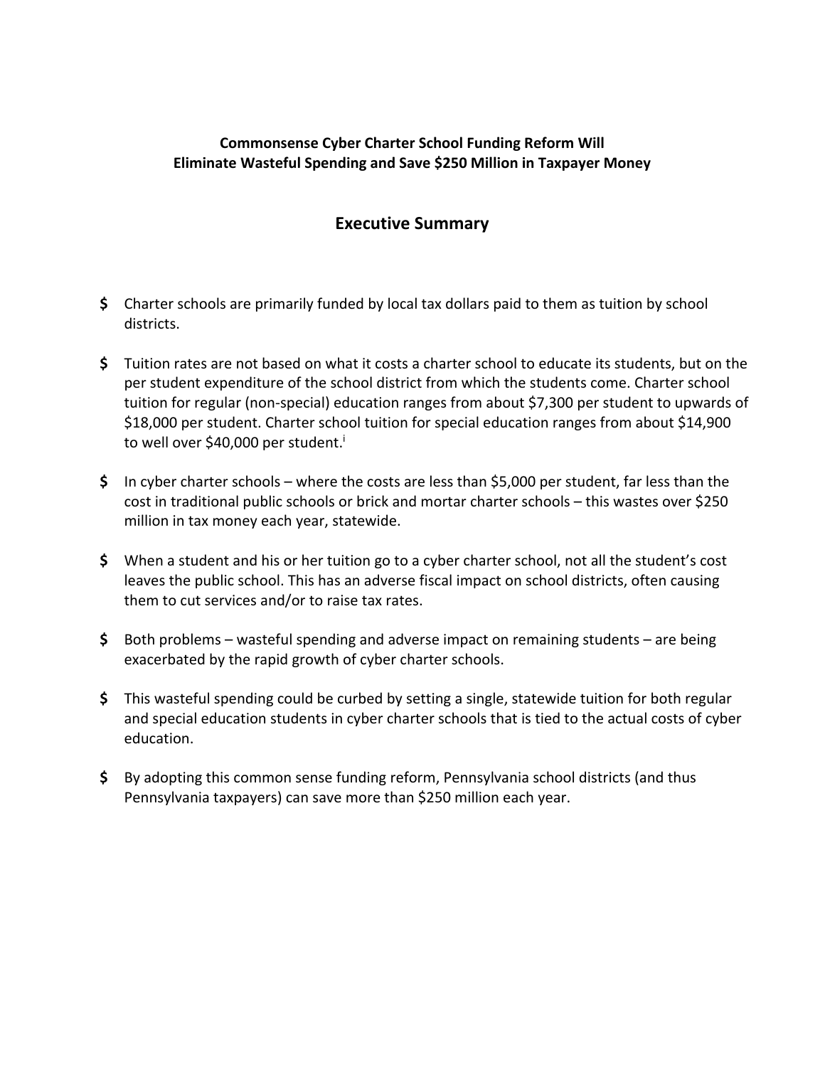**Commonsense Cyber Charter School Funding Reform Will Eliminate Wasteful Spending and Save $250 Million in Taxpayer Money**

## Executive Summary

- Charter schools are primarily funded by local tax dollars paid to them as tuition by school districts.

- Tuition rates are not based on what it costs a charter school to educate its students, but on the per student expenditure of the school district from which the students come. Charter school tuition for regular (non-special) education ranges from about $7,300 per student to upwards of $18,000 per student. Charter school tuition for special education ranges from about $14,900 to well over $40,000 per student.[i]

- In cyber charter schools – where the costs are less than $5,000 per student, far less than the cost in traditional public schools or brick and mortar charter schools – this wastes over $250 million in tax money each year, statewide.

- When a student and his or her tuition go to a cyber charter school, not all the student's cost leaves the public school. This has an adverse fiscal impact on school districts, often causing them to cut services and/or to raise tax rates.

- Both problems – wasteful spending and adverse impact on remaining students – are being exacerbated by the rapid growth of cyber charter schools.

- This wasteful spending could be curbed by setting a single, statewide tuition for both regular and special education students in cyber charter schools that is tied to the actual costs of cyber education.

- By adopting this common sense funding reform, Pennsylvania school districts (and thus Pennsylvania taxpayers) can save more than $250 million each year.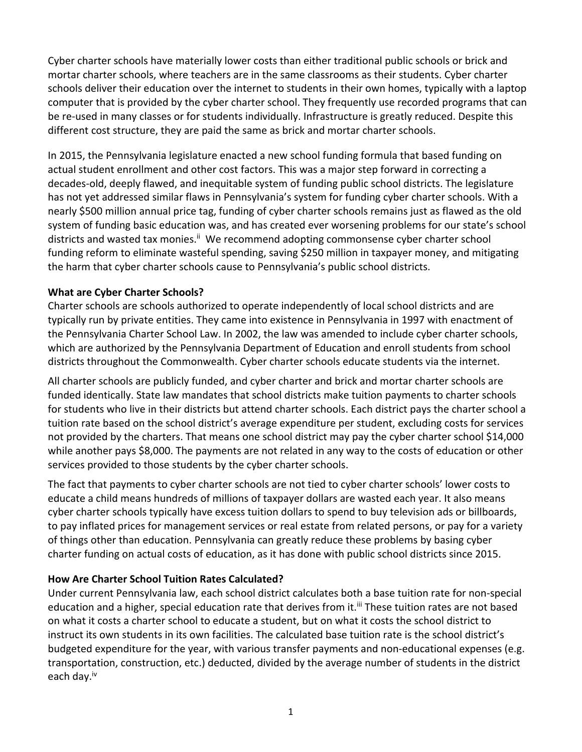Cyber charter schools have materially lower costs than either traditional public schools or brick and mortar charter schools, where teachers are in the same classrooms as their students. Cyber charter schools deliver their education over the internet to students in their own homes, typically with a laptop computer that is provided by the cyber charter school. They frequently use recorded programs that can be re-used in many classes or for students individually. Infrastructure is greatly reduced. Despite this different cost structure, they are paid the same as brick and mortar charter schools.

In 2015, the Pennsylvania legislature enacted a new school funding formula that based funding on actual student enrollment and other cost factors. This was a major step forward in correcting a decades-old, deeply flawed, and inequitable system of funding public school districts. The legislature has not yet addressed similar flaws in Pennsylvania's system for funding cyber charter schools. With a nearly $500 million annual price tag, funding of cyber charter schools remains just as flawed as the old system of funding basic education was, and has created ever worsening problems for our state's school districts and wasted tax monies.[ii] We recommend adopting commonsense cyber charter school funding reform to eliminate wasteful spending, saving $250 million in taxpayer money, and mitigating the harm that cyber charter schools cause to Pennsylvania's public school districts.

**What are Cyber Charter Schools?**

Charter schools are schools authorized to operate independently of local school districts and are typically run by private entities. They came into existence in Pennsylvania in 1997 with enactment of the Pennsylvania Charter School Law. In 2002, the law was amended to include cyber charter schools, which are authorized by the Pennsylvania Department of Education and enroll students from school districts throughout the Commonwealth. Cyber charter schools educate students via the internet.

All charter schools are publicly funded, and cyber charter and brick and mortar charter schools are funded identically. State law mandates that school districts make tuition payments to charter schools for students who live in their districts but attend charter schools. Each district pays the charter school a tuition rate based on the school district's average expenditure per student, excluding costs for services not provided by the charters. That means one school district may pay the cyber charter school $14,000 while another pays $8,000. The payments are not related in any way to the costs of education or other services provided to those students by the cyber charter schools.

The fact that payments to cyber charter schools are not tied to cyber charter schools' lower costs to educate a child means hundreds of millions of taxpayer dollars are wasted each year. It also means cyber charter schools typically have excess tuition dollars to spend to buy television ads or billboards, to pay inflated prices for management services or real estate from related persons, or pay for a variety of things other than education. Pennsylvania can greatly reduce these problems by basing cyber charter funding on actual costs of education, as it has done with public school districts since 2015.

**How Are Charter School Tuition Rates Calculated?**

Under current Pennsylvania law, each school district calculates both a base tuition rate for non-special education and a higher, special education rate that derives from it.[iii] These tuition rates are not based on what it costs a charter school to educate a student, but on what it costs the school district to instruct its own students in its own facilities. The calculated base tuition rate is the school district's budgeted expenditure for the year, with various transfer payments and non-educational expenses (e.g. transportation, construction, etc.) deducted, divided by the average number of students in the district each day.[iv]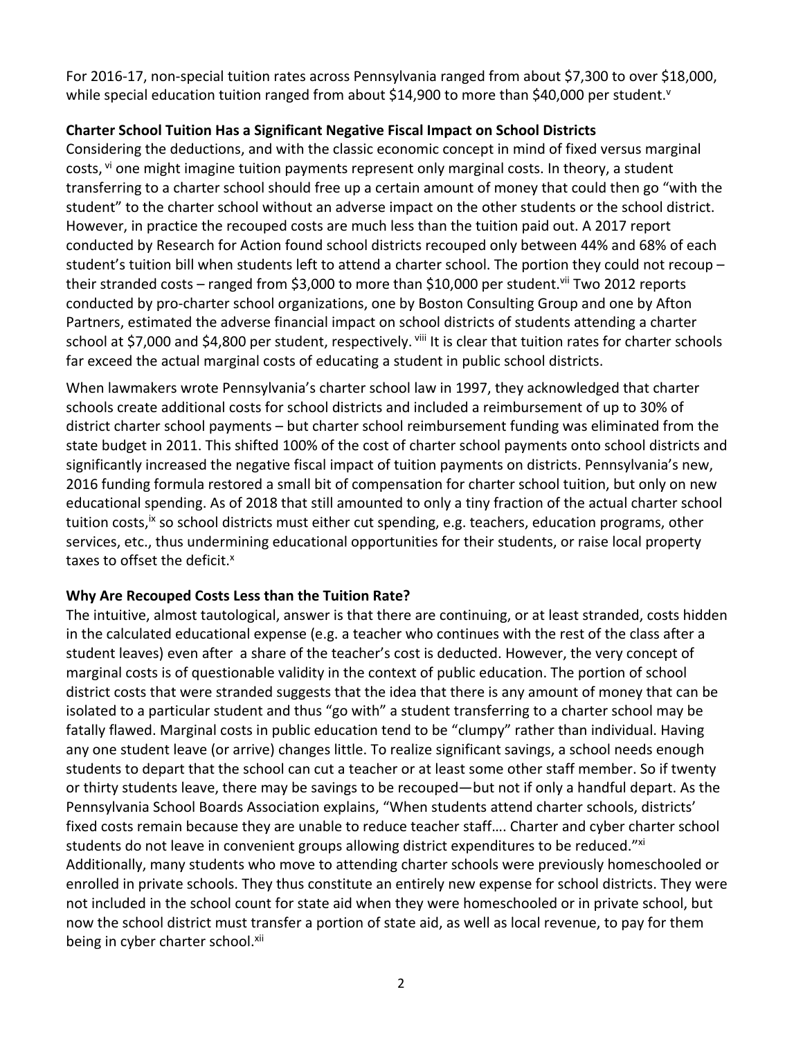For 2016-17, non-special tuition rates across Pennsylvania ranged from about $7,300 to over $18,000, while special education tuition ranged from about $14,900 to more than $40,000 per student.[v]

**Charter School Tuition Has a Significant Negative Fiscal Impact on School Districts**

Considering the deductions, and with the classic economic concept in mind of fixed versus marginal costs,[vi] one might imagine tuition payments represent only marginal costs. In theory, a student transferring to a charter school should free up a certain amount of money that could then go "with the student" to the charter school without an adverse impact on the other students or the school district. However, in practice the recouped costs are much less than the tuition paid out. A 2017 report conducted by Research for Action found school districts recouped only between 44% and 68% of each student's tuition bill when students left to attend a charter school. The portion they could not recoup – their stranded costs – ranged from $3,000 to more than $10,000 per student.[vii] Two 2012 reports conducted by pro-charter school organizations, one by Boston Consulting Group and one by Afton Partners, estimated the adverse financial impact on school districts of students attending a charter school at $7,000 and $4,800 per student, respectively.[viii] It is clear that tuition rates for charter schools far exceed the actual marginal costs of educating a student in public school districts.

When lawmakers wrote Pennsylvania's charter school law in 1997, they acknowledged that charter schools create additional costs for school districts and included a reimbursement of up to 30% of district charter school payments – but charter school reimbursement funding was eliminated from the state budget in 2011. This shifted 100% of the cost of charter school payments onto school districts and significantly increased the negative fiscal impact of tuition payments on districts. Pennsylvania's new, 2016 funding formula restored a small bit of compensation for charter school tuition, but only on new educational spending. As of 2018 that still amounted to only a tiny fraction of the actual charter school tuition costs,[ix] so school districts must either cut spending, e.g. teachers, education programs, other services, etc., thus undermining educational opportunities for their students, or raise local property taxes to offset the deficit.[x]

**Why Are Recouped Costs Less than the Tuition Rate?**

The intuitive, almost tautological, answer is that there are continuing, or at least stranded, costs hidden in the calculated educational expense (e.g. a teacher who continues with the rest of the class after a student leaves) even after a share of the teacher's cost is deducted. However, the very concept of marginal costs is of questionable validity in the context of public education. The portion of school district costs that were stranded suggests that the idea that there is any amount of money that can be isolated to a particular student and thus "go with" a student transferring to a charter school may be fatally flawed. Marginal costs in public education tend to be "clumpy" rather than individual. Having any one student leave (or arrive) changes little. To realize significant savings, a school needs enough students to depart that the school can cut a teacher or at least some other staff member. So if twenty or thirty students leave, there may be savings to be recouped—but not if only a handful depart. As the Pennsylvania School Boards Association explains, "When students attend charter schools, districts' fixed costs remain because they are unable to reduce teacher staff…. Charter and cyber charter school students do not leave in convenient groups allowing district expenditures to be reduced."[xi] Additionally, many students who move to attending charter schools were previously homeschooled or enrolled in private schools. They thus constitute an entirely new expense for school districts. They were not included in the school count for state aid when they were homeschooled or in private school, but now the school district must transfer a portion of state aid, as well as local revenue, to pay for them being in cyber charter school.[xii]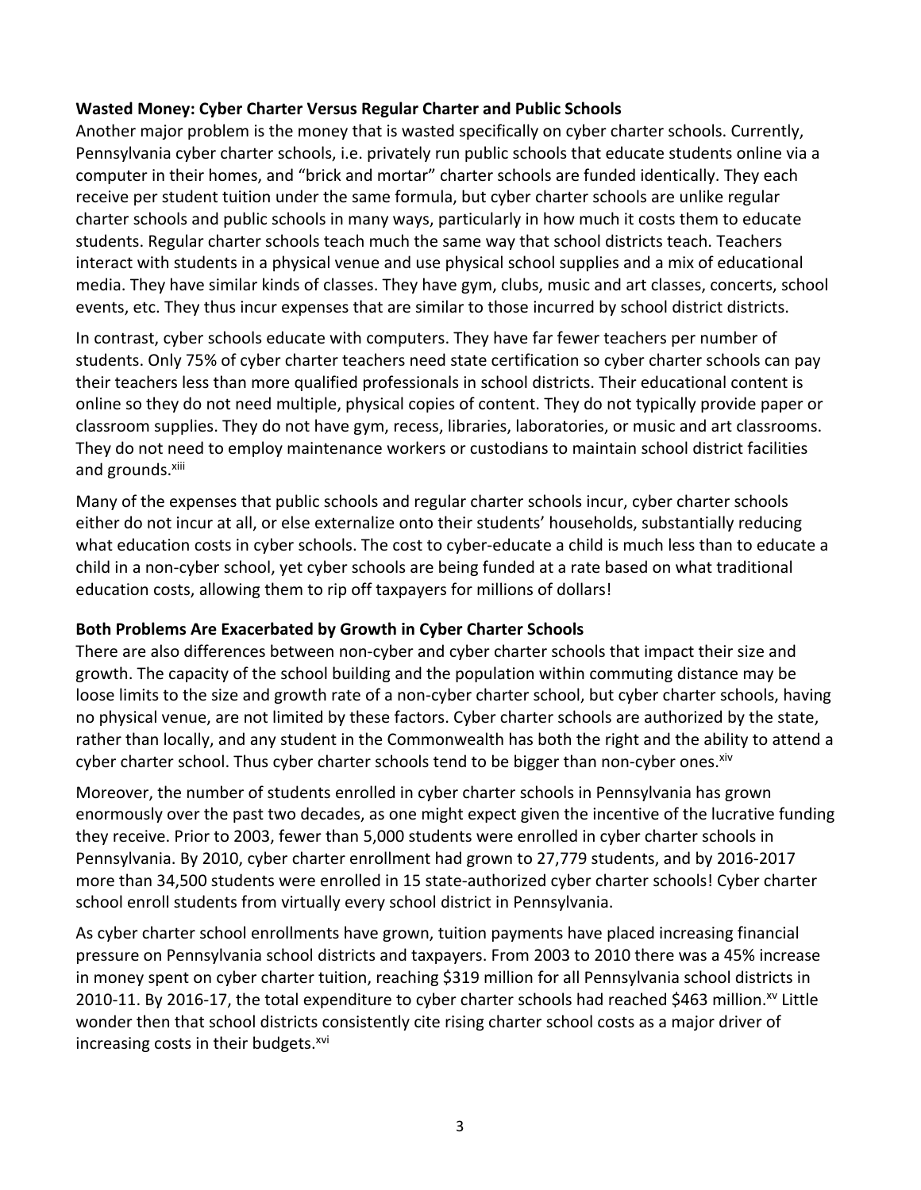**Wasted Money: Cyber Charter Versus Regular Charter and Public Schools**

Another major problem is the money that is wasted specifically on cyber charter schools. Currently, Pennsylvania cyber charter schools, i.e. privately run public schools that educate students online via a computer in their homes, and "brick and mortar" charter schools are funded identically. They each receive per student tuition under the same formula, but cyber charter schools are unlike regular charter schools and public schools in many ways, particularly in how much it costs them to educate students. Regular charter schools teach much the same way that school districts teach. Teachers interact with students in a physical venue and use physical school supplies and a mix of educational media. They have similar kinds of classes. They have gym, clubs, music and art classes, concerts, school events, etc. They thus incur expenses that are similar to those incurred by school district districts.

In contrast, cyber schools educate with computers. They have far fewer teachers per number of students. Only 75% of cyber charter teachers need state certification so cyber charter schools can pay their teachers less than more qualified professionals in school districts. Their educational content is online so they do not need multiple, physical copies of content. They do not typically provide paper or classroom supplies. They do not have gym, recess, libraries, laboratories, or music and art classrooms. They do not need to employ maintenance workers or custodians to maintain school district facilities and grounds.[xiii]

Many of the expenses that public schools and regular charter schools incur, cyber charter schools either do not incur at all, or else externalize onto their students' households, substantially reducing what education costs in cyber schools. The cost to cyber-educate a child is much less than to educate a child in a non-cyber school, yet cyber schools are being funded at a rate based on what traditional education costs, allowing them to rip off taxpayers for millions of dollars!

**Both Problems Are Exacerbated by Growth in Cyber Charter Schools**

There are also differences between non-cyber and cyber charter schools that impact their size and growth. The capacity of the school building and the population within commuting distance may be loose limits to the size and growth rate of a non-cyber charter school, but cyber charter schools, having no physical venue, are not limited by these factors. Cyber charter schools are authorized by the state, rather than locally, and any student in the Commonwealth has both the right and the ability to attend a cyber charter school. Thus cyber charter schools tend to be bigger than non-cyber ones.[xiv]

Moreover, the number of students enrolled in cyber charter schools in Pennsylvania has grown enormously over the past two decades, as one might expect given the incentive of the lucrative funding they receive. Prior to 2003, fewer than 5,000 students were enrolled in cyber charter schools in Pennsylvania. By 2010, cyber charter enrollment had grown to 27,779 students, and by 2016-2017 more than 34,500 students were enrolled in 15 state-authorized cyber charter schools! Cyber charter school enroll students from virtually every school district in Pennsylvania.

As cyber charter school enrollments have grown, tuition payments have placed increasing financial pressure on Pennsylvania school districts and taxpayers. From 2003 to 2010 there was a 45% increase in money spent on cyber charter tuition, reaching $319 million for all Pennsylvania school districts in 2010-11. By 2016-17, the total expenditure to cyber charter schools had reached $463 million.[xv] Little wonder then that school districts consistently cite rising charter school costs as a major driver of increasing costs in their budgets.[xvi]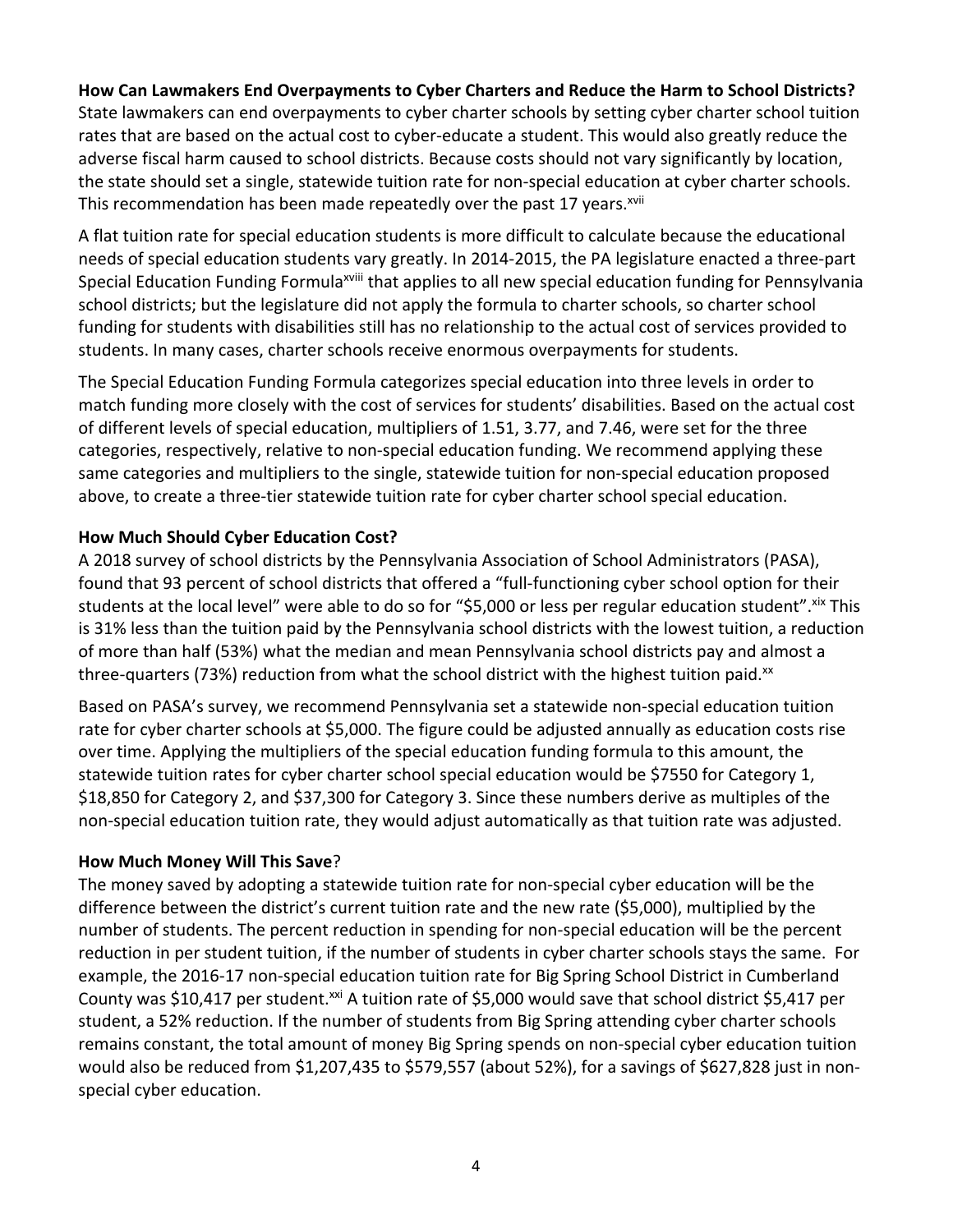**How Can Lawmakers End Overpayments to Cyber Charters and Reduce the Harm to School Districts?**

State lawmakers can end overpayments to cyber charter schools by setting cyber charter school tuition rates that are based on the actual cost to cyber-educate a student. This would also greatly reduce the adverse fiscal harm caused to school districts. Because costs should not vary significantly by location, the state should set a single, statewide tuition rate for non-special education at cyber charter schools. This recommendation has been made repeatedly over the past 17 years.[xvii]

A flat tuition rate for special education students is more difficult to calculate because the educational needs of special education students vary greatly. In 2014-2015, the PA legislature enacted a three-part Special Education Funding Formula[xviii] that applies to all new special education funding for Pennsylvania school districts; but the legislature did not apply the formula to charter schools, so charter school funding for students with disabilities still has no relationship to the actual cost of services provided to students. In many cases, charter schools receive enormous overpayments for students.

The Special Education Funding Formula categorizes special education into three levels in order to match funding more closely with the cost of services for students' disabilities. Based on the actual cost of different levels of special education, multipliers of 1.51, 3.77, and 7.46, were set for the three categories, respectively, relative to non-special education funding. We recommend applying these same categories and multipliers to the single, statewide tuition for non-special education proposed above, to create a three-tier statewide tuition rate for cyber charter school special education.

**How Much Should Cyber Education Cost?**

A 2018 survey of school districts by the Pennsylvania Association of School Administrators (PASA), found that 93 percent of school districts that offered a "full-functioning cyber school option for their students at the local level" were able to do so for "$5,000 or less per regular education student".[xix] This is 31% less than the tuition paid by the Pennsylvania school districts with the lowest tuition, a reduction of more than half (53%) what the median and mean Pennsylvania school districts pay and almost a three-quarters (73%) reduction from what the school district with the highest tuition paid.[xx]

Based on PASA's survey, we recommend Pennsylvania set a statewide non-special education tuition rate for cyber charter schools at $5,000. The figure could be adjusted annually as education costs rise over time. Applying the multipliers of the special education funding formula to this amount, the statewide tuition rates for cyber charter school special education would be $7550 for Category 1, $18,850 for Category 2, and $37,300 for Category 3. Since these numbers derive as multiples of the non-special education tuition rate, they would adjust automatically as that tuition rate was adjusted.

**How Much Money Will This Save**?

The money saved by adopting a statewide tuition rate for non-special cyber education will be the difference between the district's current tuition rate and the new rate ($5,000), multiplied by the number of students. The percent reduction in spending for non-special education will be the percent reduction in per student tuition, if the number of students in cyber charter schools stays the same. For example, the 2016-17 non-special education tuition rate for Big Spring School District in Cumberland County was $10,417 per student.[xxi] A tuition rate of $5,000 would save that school district $5,417 per student, a 52% reduction. If the number of students from Big Spring attending cyber charter schools remains constant, the total amount of money Big Spring spends on non-special cyber education tuition would also be reduced from $1,207,435 to $579,557 (about 52%), for a savings of $627,828 just in non-special cyber education.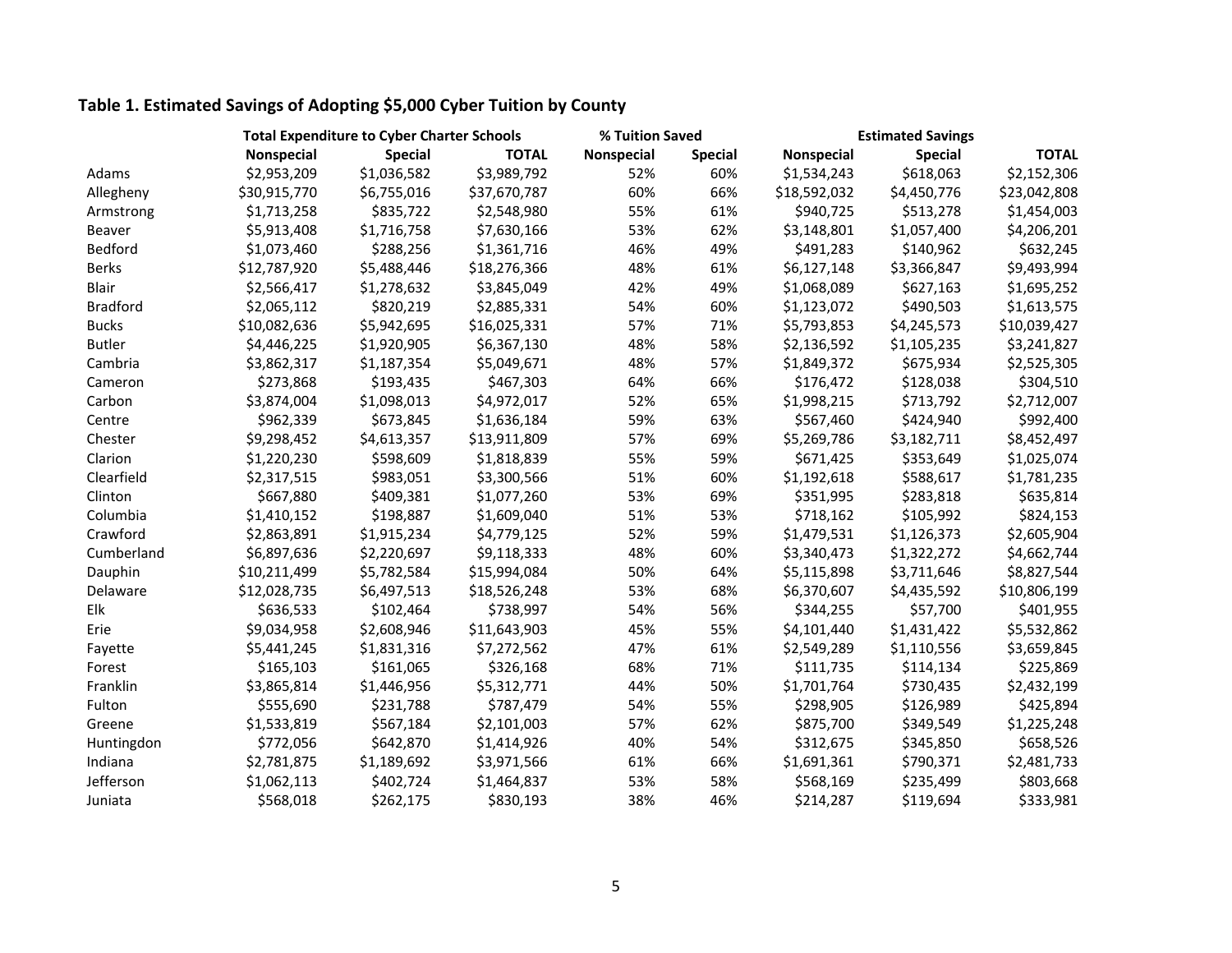**Table 1. Estimated Savings of Adopting $5,000 Cyber Tuition by County**

| | Total Expenditure to Cyber Charter Schools | | | % Tuition Saved | | Estimated Savings | | |
|---|---|---|---|---|---|---|---|---|
| | Nonspecial | Special | TOTAL | Nonspecial | Special | Nonspecial | Special | TOTAL |
| Adams | $2,953,209 | $1,036,582 | $3,989,792 | 52% | 60% | $1,534,243 | $618,063 | $2,152,306 |
| Allegheny | $30,915,770 | $6,755,016 | $37,670,787 | 60% | 66% | $18,592,032 | $4,450,776 | $23,042,808 |
| Armstrong | $1,713,258 | $835,722 | $2,548,980 | 55% | 61% | $940,725 | $513,278 | $1,454,003 |
| Beaver | $5,913,408 | $1,716,758 | $7,630,166 | 53% | 62% | $3,148,801 | $1,057,400 | $4,206,201 |
| Bedford | $1,073,460 | $288,256 | $1,361,716 | 46% | 49% | $491,283 | $140,962 | $632,245 |
| Berks | $12,787,920 | $5,488,446 | $18,276,366 | 48% | 61% | $6,127,148 | $3,366,847 | $9,493,994 |
| Blair | $2,566,417 | $1,278,632 | $3,845,049 | 42% | 49% | $1,068,089 | $627,163 | $1,695,252 |
| Bradford | $2,065,112 | $820,219 | $2,885,331 | 54% | 60% | $1,123,072 | $490,503 | $1,613,575 |
| Bucks | $10,082,636 | $5,942,695 | $16,025,331 | 57% | 71% | $5,793,853 | $4,245,573 | $10,039,427 |
| Butler | $4,446,225 | $1,920,905 | $6,367,130 | 48% | 58% | $2,136,592 | $1,105,235 | $3,241,827 |
| Cambria | $3,862,317 | $1,187,354 | $5,049,671 | 48% | 57% | $1,849,372 | $675,934 | $2,525,305 |
| Cameron | $273,868 | $193,435 | $467,303 | 64% | 66% | $176,472 | $128,038 | $304,510 |
| Carbon | $3,874,004 | $1,098,013 | $4,972,017 | 52% | 65% | $1,998,215 | $713,792 | $2,712,007 |
| Centre | $962,339 | $673,845 | $1,636,184 | 59% | 63% | $567,460 | $424,940 | $992,400 |
| Chester | $9,298,452 | $4,613,357 | $13,911,809 | 57% | 69% | $5,269,786 | $3,182,711 | $8,452,497 |
| Clarion | $1,220,230 | $598,609 | $1,818,839 | 55% | 59% | $671,425 | $353,649 | $1,025,074 |
| Clearfield | $2,317,515 | $983,051 | $3,300,566 | 51% | 60% | $1,192,618 | $588,617 | $1,781,235 |
| Clinton | $667,880 | $409,381 | $1,077,260 | 53% | 69% | $351,995 | $283,818 | $635,814 |
| Columbia | $1,410,152 | $198,887 | $1,609,040 | 51% | 53% | $718,162 | $105,992 | $824,153 |
| Crawford | $2,863,891 | $1,915,234 | $4,779,125 | 52% | 59% | $1,479,531 | $1,126,373 | $2,605,904 |
| Cumberland | $6,897,636 | $2,220,697 | $9,118,333 | 48% | 60% | $3,340,473 | $1,322,272 | $4,662,744 |
| Dauphin | $10,211,499 | $5,782,584 | $15,994,084 | 50% | 64% | $5,115,898 | $3,711,646 | $8,827,544 |
| Delaware | $12,028,735 | $6,497,513 | $18,526,248 | 53% | 68% | $6,370,607 | $4,435,592 | $10,806,199 |
| Elk | $636,533 | $102,464 | $738,997 | 54% | 56% | $344,255 | $57,700 | $401,955 |
| Erie | $9,034,958 | $2,608,946 | $11,643,903 | 45% | 55% | $4,101,440 | $1,431,422 | $5,532,862 |
| Fayette | $5,441,245 | $1,831,316 | $7,272,562 | 47% | 61% | $2,549,289 | $1,110,556 | $3,659,845 |
| Forest | $165,103 | $161,065 | $326,168 | 68% | 71% | $111,735 | $114,134 | $225,869 |
| Franklin | $3,865,814 | $1,446,956 | $5,312,771 | 44% | 50% | $1,701,764 | $730,435 | $2,432,199 |
| Fulton | $555,690 | $231,788 | $787,479 | 54% | 55% | $298,905 | $126,989 | $425,894 |
| Greene | $1,533,819 | $567,184 | $2,101,003 | 57% | 62% | $875,700 | $349,549 | $1,225,248 |
| Huntingdon | $772,056 | $642,870 | $1,414,926 | 40% | 54% | $312,675 | $345,850 | $658,526 |
| Indiana | $2,781,875 | $1,189,692 | $3,971,566 | 61% | 66% | $1,691,361 | $790,371 | $2,481,733 |
| Jefferson | $1,062,113 | $402,724 | $1,464,837 | 53% | 58% | $568,169 | $235,499 | $803,668 |
| Juniata | $568,018 | $262,175 | $830,193 | 38% | 46% | $214,287 | $119,694 | $333,981 |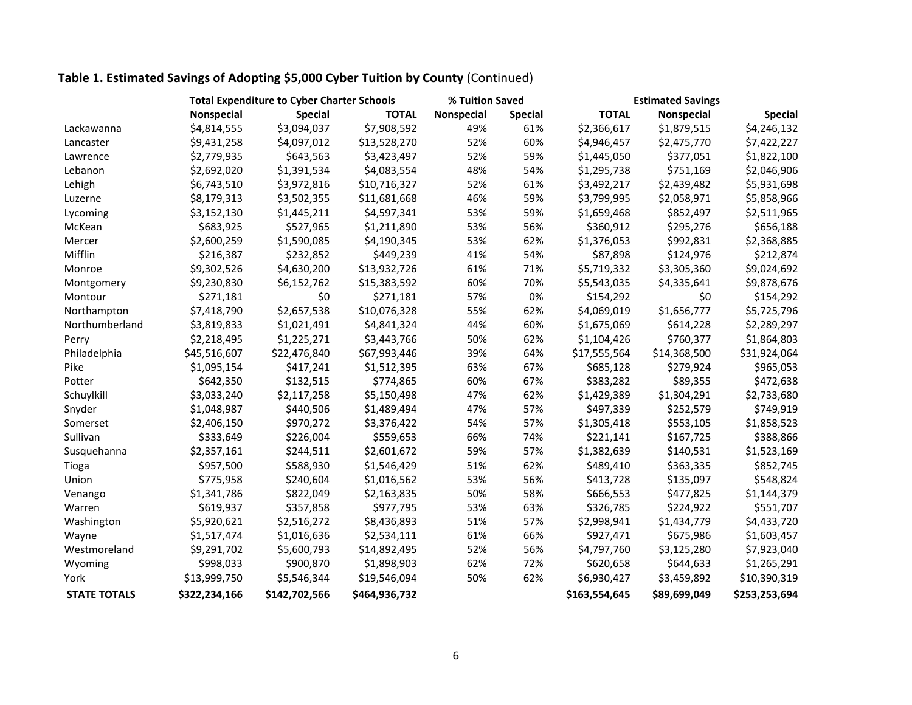**Table 1. Estimated Savings of Adopting $5,000 Cyber Tuition by County** (Continued)

| | Total Expenditure to Cyber Charter Schools | | | % Tuition Saved | | Estimated Savings | | |
|---|---|---|---|---|---|---|---|---|
| | Nonspecial | Special | TOTAL | Nonspecial | Special | TOTAL | Nonspecial | Special |
| Lackawanna | $4,814,555 | $3,094,037 | $7,908,592 | 49% | 61% | $2,366,617 | $1,879,515 | $4,246,132 |
| Lancaster | $9,431,258 | $4,097,012 | $13,528,270 | 52% | 60% | $4,946,457 | $2,475,770 | $7,422,227 |
| Lawrence | $2,779,935 | $643,563 | $3,423,497 | 52% | 59% | $1,445,050 | $377,051 | $1,822,100 |
| Lebanon | $2,692,020 | $1,391,534 | $4,083,554 | 48% | 54% | $1,295,738 | $751,169 | $2,046,906 |
| Lehigh | $6,743,510 | $3,972,816 | $10,716,327 | 52% | 61% | $3,492,217 | $2,439,482 | $5,931,698 |
| Luzerne | $8,179,313 | $3,502,355 | $11,681,668 | 46% | 59% | $3,799,995 | $2,058,971 | $5,858,966 |
| Lycoming | $3,152,130 | $1,445,211 | $4,597,341 | 53% | 59% | $1,659,468 | $852,497 | $2,511,965 |
| McKean | $683,925 | $527,965 | $1,211,890 | 53% | 56% | $360,912 | $295,276 | $656,188 |
| Mercer | $2,600,259 | $1,590,085 | $4,190,345 | 53% | 62% | $1,376,053 | $992,831 | $2,368,885 |
| Mifflin | $216,387 | $232,852 | $449,239 | 41% | 54% | $87,898 | $124,976 | $212,874 |
| Monroe | $9,302,526 | $4,630,200 | $13,932,726 | 61% | 71% | $5,719,332 | $3,305,360 | $9,024,692 |
| Montgomery | $9,230,830 | $6,152,762 | $15,383,592 | 60% | 70% | $5,543,035 | $4,335,641 | $9,878,676 |
| Montour | $271,181 | $0 | $271,181 | 57% | 0% | $154,292 | $0 | $154,292 |
| Northampton | $7,418,790 | $2,657,538 | $10,076,328 | 55% | 62% | $4,069,019 | $1,656,777 | $5,725,796 |
| Northumberland | $3,819,833 | $1,021,491 | $4,841,324 | 44% | 60% | $1,675,069 | $614,228 | $2,289,297 |
| Perry | $2,218,495 | $1,225,271 | $3,443,766 | 50% | 62% | $1,104,426 | $760,377 | $1,864,803 |
| Philadelphia | $45,516,607 | $22,476,840 | $67,993,446 | 39% | 64% | $17,555,564 | $14,368,500 | $31,924,064 |
| Pike | $1,095,154 | $417,241 | $1,512,395 | 63% | 67% | $685,128 | $279,924 | $965,053 |
| Potter | $642,350 | $132,515 | $774,865 | 60% | 67% | $383,282 | $89,355 | $472,638 |
| Schuylkill | $3,033,240 | $2,117,258 | $5,150,498 | 47% | 62% | $1,429,389 | $1,304,291 | $2,733,680 |
| Snyder | $1,048,987 | $440,506 | $1,489,494 | 47% | 57% | $497,339 | $252,579 | $749,919 |
| Somerset | $2,406,150 | $970,272 | $3,376,422 | 54% | 57% | $1,305,418 | $553,105 | $1,858,523 |
| Sullivan | $333,649 | $226,004 | $559,653 | 66% | 74% | $221,141 | $167,725 | $388,866 |
| Susquehanna | $2,357,161 | $244,511 | $2,601,672 | 59% | 57% | $1,382,639 | $140,531 | $1,523,169 |
| Tioga | $957,500 | $588,930 | $1,546,429 | 51% | 62% | $489,410 | $363,335 | $852,745 |
| Union | $775,958 | $240,604 | $1,016,562 | 53% | 56% | $413,728 | $135,097 | $548,824 |
| Venango | $1,341,786 | $822,049 | $2,163,835 | 50% | 58% | $666,553 | $477,825 | $1,144,379 |
| Warren | $619,937 | $357,858 | $977,795 | 53% | 63% | $326,785 | $224,922 | $551,707 |
| Washington | $5,920,621 | $2,516,272 | $8,436,893 | 51% | 57% | $2,998,941 | $1,434,779 | $4,433,720 |
| Wayne | $1,517,474 | $1,016,636 | $2,534,111 | 61% | 66% | $927,471 | $675,986 | $1,603,457 |
| Westmoreland | $9,291,702 | $5,600,793 | $14,892,495 | 52% | 56% | $4,797,760 | $3,125,280 | $7,923,040 |
| Wyoming | $998,033 | $900,870 | $1,898,903 | 62% | 72% | $620,658 | $644,633 | $1,265,291 |
| York | $13,999,750 | $5,546,344 | $19,546,094 | 50% | 62% | $6,930,427 | $3,459,892 | $10,390,319 |
| **STATE TOTALS** | **$322,234,166** | **$142,702,566** | **$464,936,732** | | | **$163,554,645** | **$89,699,049** | **$253,253,694** |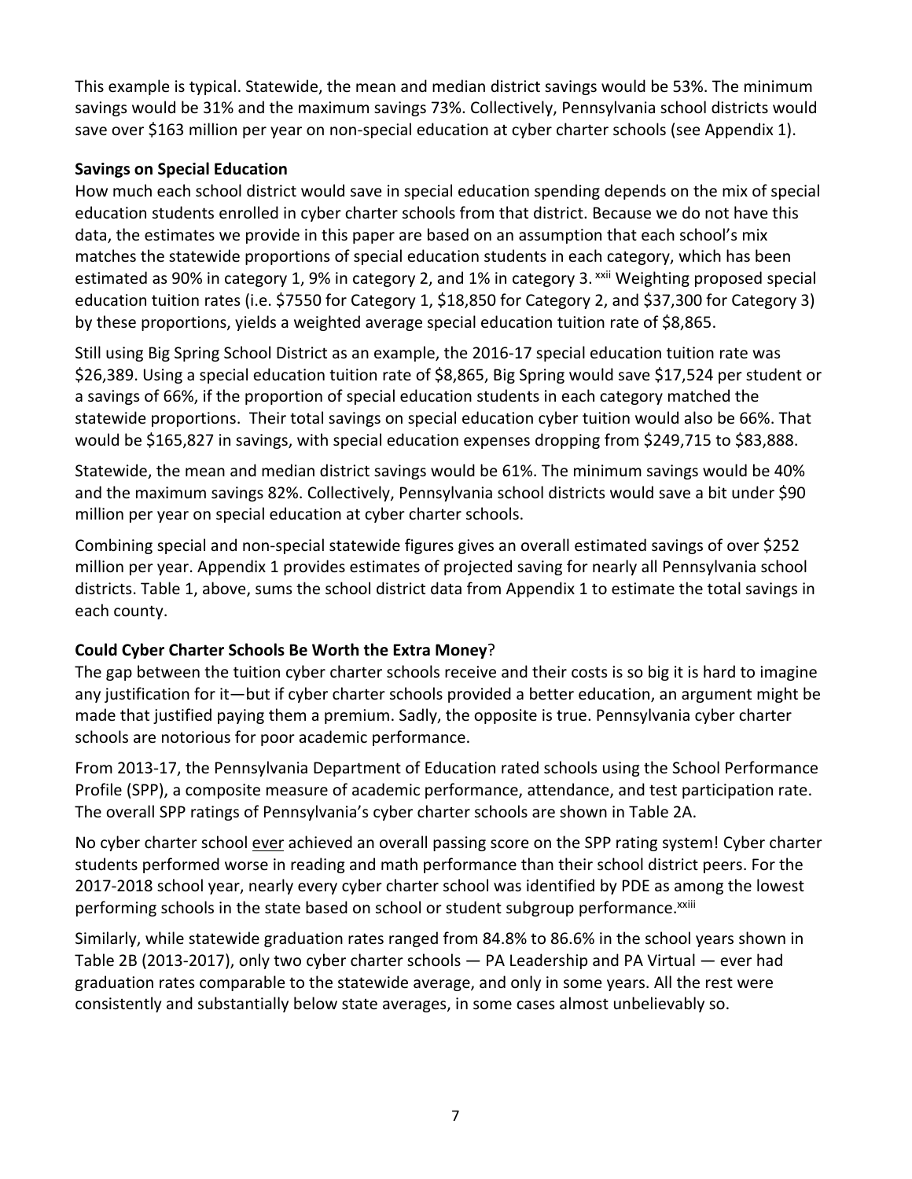This example is typical. Statewide, the mean and median district savings would be 53%. The minimum savings would be 31% and the maximum savings 73%. Collectively, Pennsylvania school districts would save over $163 million per year on non-special education at cyber charter schools (see Appendix 1).

**Savings on Special Education**

How much each school district would save in special education spending depends on the mix of special education students enrolled in cyber charter schools from that district. Because we do not have this data, the estimates we provide in this paper are based on an assumption that each school's mix matches the statewide proportions of special education students in each category, which has been estimated as 90% in category 1, 9% in category 2, and 1% in category 3. [xxii] Weighting proposed special education tuition rates (i.e. $7550 for Category 1, $18,850 for Category 2, and $37,300 for Category 3) by these proportions, yields a weighted average special education tuition rate of $8,865.

Still using Big Spring School District as an example, the 2016-17 special education tuition rate was $26,389. Using a special education tuition rate of $8,865, Big Spring would save $17,524 per student or a savings of 66%, if the proportion of special education students in each category matched the statewide proportions. Their total savings on special education cyber tuition would also be 66%. That would be $165,827 in savings, with special education expenses dropping from $249,715 to $83,888.

Statewide, the mean and median district savings would be 61%. The minimum savings would be 40% and the maximum savings 82%. Collectively, Pennsylvania school districts would save a bit under $90 million per year on special education at cyber charter schools.

Combining special and non-special statewide figures gives an overall estimated savings of over $252 million per year. Appendix 1 provides estimates of projected saving for nearly all Pennsylvania school districts. Table 1, above, sums the school district data from Appendix 1 to estimate the total savings in each county.

**Could Cyber Charter Schools Be Worth the Extra Money**?

The gap between the tuition cyber charter schools receive and their costs is so big it is hard to imagine any justification for it—but if cyber charter schools provided a better education, an argument might be made that justified paying them a premium. Sadly, the opposite is true. Pennsylvania cyber charter schools are notorious for poor academic performance.

From 2013-17, the Pennsylvania Department of Education rated schools using the School Performance Profile (SPP), a composite measure of academic performance, attendance, and test participation rate. The overall SPP ratings of Pennsylvania's cyber charter schools are shown in Table 2A.

No cyber charter school ever achieved an overall passing score on the SPP rating system! Cyber charter students performed worse in reading and math performance than their school district peers. For the 2017-2018 school year, nearly every cyber charter school was identified by PDE as among the lowest performing schools in the state based on school or student subgroup performance.[xxiii]

Similarly, while statewide graduation rates ranged from 84.8% to 86.6% in the school years shown in Table 2B (2013-2017), only two cyber charter schools — PA Leadership and PA Virtual — ever had graduation rates comparable to the statewide average, and only in some years. All the rest were consistently and substantially below state averages, in some cases almost unbelievably so.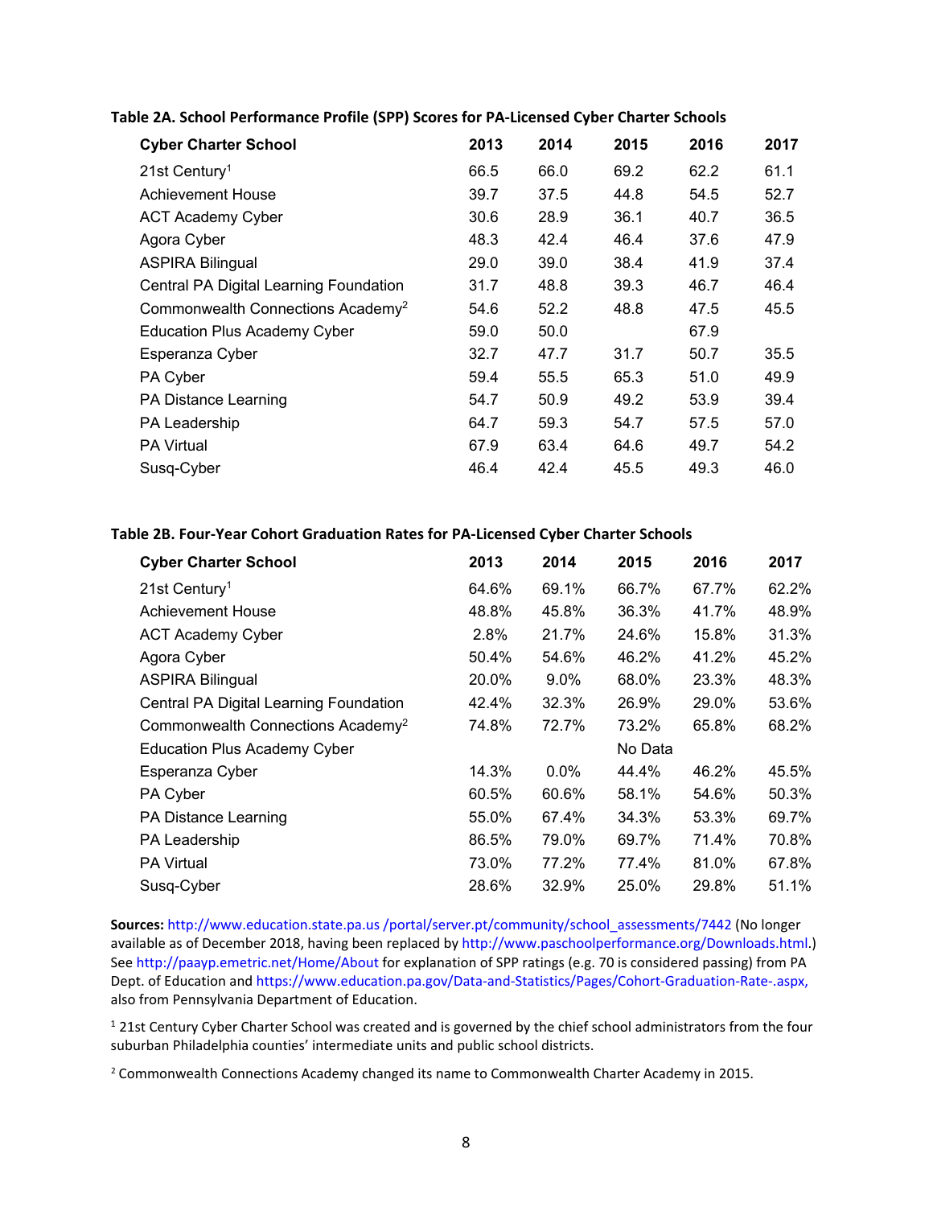**Table 2A. School Performance Profile (SPP) Scores for PA-Licensed Cyber Charter Schools**

| Cyber Charter School | 2013 | 2014 | 2015 | 2016 | 2017 |
|---|---|---|---|---|---|
| 21st Century[1] | 66.5 | 66.0 | 69.2 | 62.2 | 61.1 |
| Achievement House | 39.7 | 37.5 | 44.8 | 54.5 | 52.7 |
| ACT Academy Cyber | 30.6 | 28.9 | 36.1 | 40.7 | 36.5 |
| Agora Cyber | 48.3 | 42.4 | 46.4 | 37.6 | 47.9 |
| ASPIRA Bilingual | 29.0 | 39.0 | 38.4 | 41.9 | 37.4 |
| Central PA Digital Learning Foundation | 31.7 | 48.8 | 39.3 | 46.7 | 46.4 |
| Commonwealth Connections Academy[2] | 54.6 | 52.2 | 48.8 | 47.5 | 45.5 |
| Education Plus Academy Cyber | 59.0 | 50.0 | | 67.9 | |
| Esperanza Cyber | 32.7 | 47.7 | 31.7 | 50.7 | 35.5 |
| PA Cyber | 59.4 | 55.5 | 65.3 | 51.0 | 49.9 |
| PA Distance Learning | 54.7 | 50.9 | 49.2 | 53.9 | 39.4 |
| PA Leadership | 64.7 | 59.3 | 54.7 | 57.5 | 57.0 |
| PA Virtual | 67.9 | 63.4 | 64.6 | 49.7 | 54.2 |
| Susq-Cyber | 46.4 | 42.4 | 45.5 | 49.3 | 46.0 |

**Table 2B. Four-Year Cohort Graduation Rates for PA-Licensed Cyber Charter Schools**

| Cyber Charter School | 2013 | 2014 | 2015 | 2016 | 2017 |
|---|---|---|---|---|---|
| 21st Century[1] | 64.6% | 69.1% | 66.7% | 67.7% | 62.2% |
| Achievement House | 48.8% | 45.8% | 36.3% | 41.7% | 48.9% |
| ACT Academy Cyber | 2.8% | 21.7% | 24.6% | 15.8% | 31.3% |
| Agora Cyber | 50.4% | 54.6% | 46.2% | 41.2% | 45.2% |
| ASPIRA Bilingual | 20.0% | 9.0% | 68.0% | 23.3% | 48.3% |
| Central PA Digital Learning Foundation | 42.4% | 32.3% | 26.9% | 29.0% | 53.6% |
| Commonwealth Connections Academy[2] | 74.8% | 72.7% | 73.2% | 65.8% | 68.2% |
| Education Plus Academy Cyber | | | No Data | | |
| Esperanza Cyber | 14.3% | 0.0% | 44.4% | 46.2% | 45.5% |
| PA Cyber | 60.5% | 60.6% | 58.1% | 54.6% | 50.3% |
| PA Distance Learning | 55.0% | 67.4% | 34.3% | 53.3% | 69.7% |
| PA Leadership | 86.5% | 79.0% | 69.7% | 71.4% | 70.8% |
| PA Virtual | 73.0% | 77.2% | 77.4% | 81.0% | 67.8% |
| Susq-Cyber | 28.6% | 32.9% | 25.0% | 29.8% | 51.1% |

**Sources:** http://www.education.state.pa.us /portal/server.pt/community/school_assessments/7442 (No longer available as of December 2018, having been replaced by http://www.paschoolperformance.org/Downloads.html.) See http://paayp.emetric.net/Home/About for explanation of SPP ratings (e.g. 70 is considered passing) from PA Dept. of Education and https://www.education.pa.gov/Data-and-Statistics/Pages/Cohort-Graduation-Rate-.aspx, also from Pennsylvania Department of Education.

[1] 21st Century Cyber Charter School was created and is governed by the chief school administrators from the four suburban Philadelphia counties' intermediate units and public school districts.

[2] Commonwealth Connections Academy changed its name to Commonwealth Charter Academy in 2015.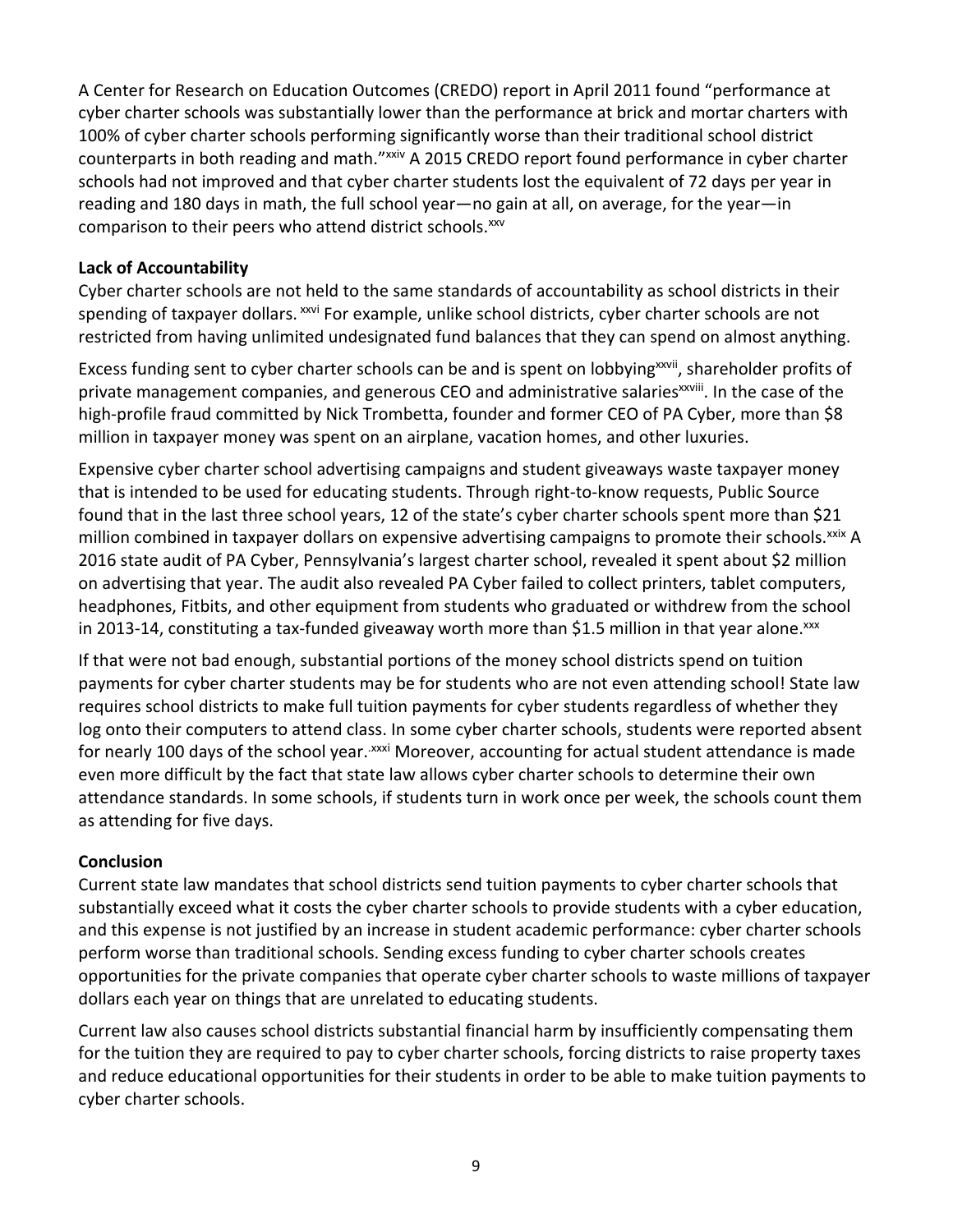A Center for Research on Education Outcomes (CREDO) report in April 2011 found "performance at cyber charter schools was substantially lower than the performance at brick and mortar charters with 100% of cyber charter schools performing significantly worse than their traditional school district counterparts in both reading and math."[xxiv] A 2015 CREDO report found performance in cyber charter schools had not improved and that cyber charter students lost the equivalent of 72 days per year in reading and 180 days in math, the full school year—no gain at all, on average, for the year—in comparison to their peers who attend district schools.[xxv]

**Lack of Accountability**

Cyber charter schools are not held to the same standards of accountability as school districts in their spending of taxpayer dollars. [xxvi] For example, unlike school districts, cyber charter schools are not restricted from having unlimited undesignated fund balances that they can spend on almost anything.

Excess funding sent to cyber charter schools can be and is spent on lobbying[xxvii], shareholder profits of private management companies, and generous CEO and administrative salaries[xxviii]. In the case of the high-profile fraud committed by Nick Trombetta, founder and former CEO of PA Cyber, more than $8 million in taxpayer money was spent on an airplane, vacation homes, and other luxuries.

Expensive cyber charter school advertising campaigns and student giveaways waste taxpayer money that is intended to be used for educating students. Through right-to-know requests, Public Source found that in the last three school years, 12 of the state's cyber charter schools spent more than $21 million combined in taxpayer dollars on expensive advertising campaigns to promote their schools.[xxix] A 2016 state audit of PA Cyber, Pennsylvania's largest charter school, revealed it spent about $2 million on advertising that year. The audit also revealed PA Cyber failed to collect printers, tablet computers, headphones, Fitbits, and other equipment from students who graduated or withdrew from the school in 2013-14, constituting a tax-funded giveaway worth more than $1.5 million in that year alone.[xxx]

If that were not bad enough, substantial portions of the money school districts spend on tuition payments for cyber charter students may be for students who are not even attending school! State law requires school districts to make full tuition payments for cyber students regardless of whether they log onto their computers to attend class. In some cyber charter schools, students were reported absent for nearly 100 days of the school year.[xxxi] Moreover, accounting for actual student attendance is made even more difficult by the fact that state law allows cyber charter schools to determine their own attendance standards. In some schools, if students turn in work once per week, the schools count them as attending for five days.

**Conclusion**

Current state law mandates that school districts send tuition payments to cyber charter schools that substantially exceed what it costs the cyber charter schools to provide students with a cyber education, and this expense is not justified by an increase in student academic performance: cyber charter schools perform worse than traditional schools. Sending excess funding to cyber charter schools creates opportunities for the private companies that operate cyber charter schools to waste millions of taxpayer dollars each year on things that are unrelated to educating students.

Current law also causes school districts substantial financial harm by insufficiently compensating them for the tuition they are required to pay to cyber charter schools, forcing districts to raise property taxes and reduce educational opportunities for their students in order to be able to make tuition payments to cyber charter schools.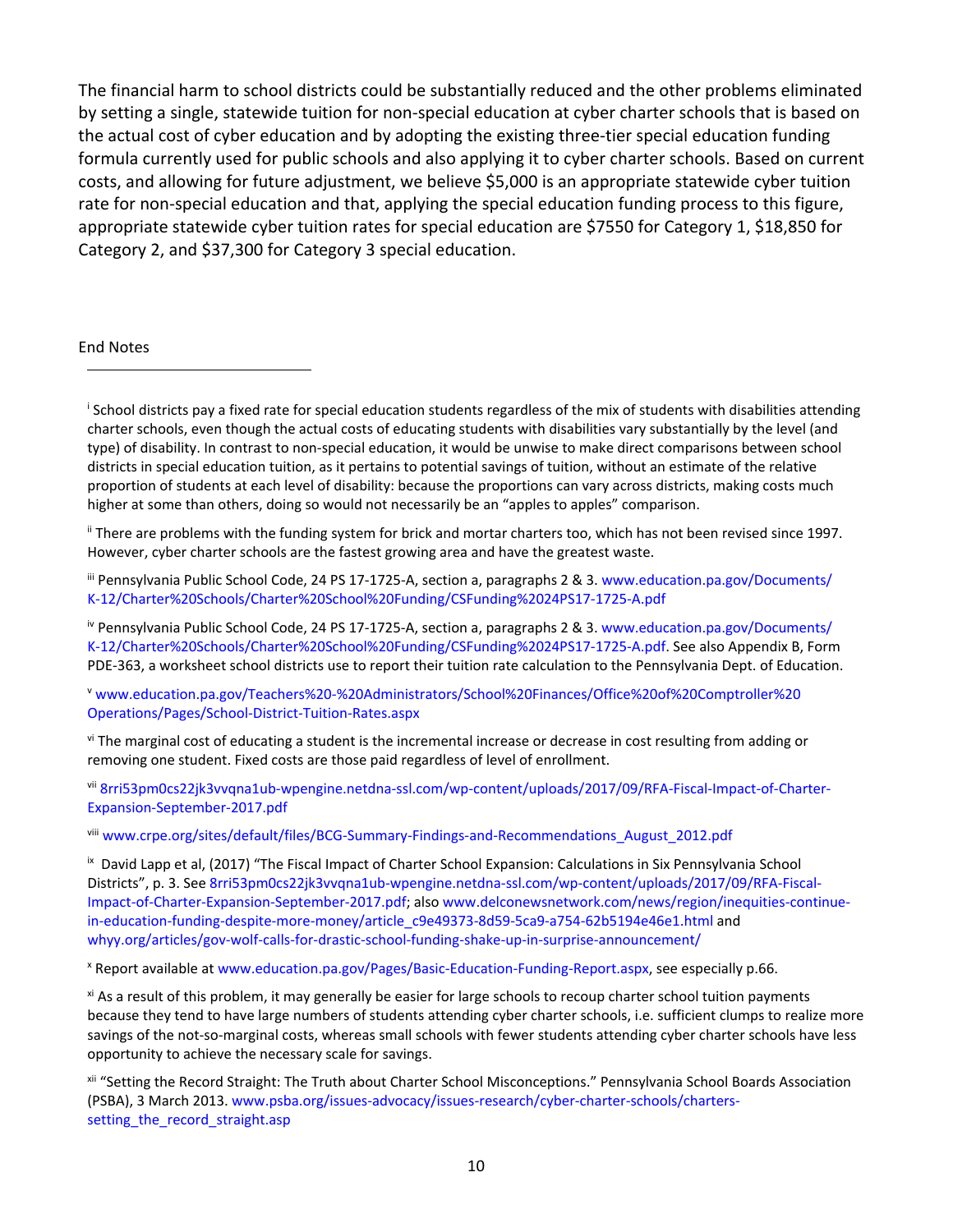The financial harm to school districts could be substantially reduced and the other problems eliminated by setting a single, statewide tuition for non-special education at cyber charter schools that is based on the actual cost of cyber education and by adopting the existing three-tier special education funding formula currently used for public schools and also applying it to cyber charter schools. Based on current costs, and allowing for future adjustment, we believe $5,000 is an appropriate statewide cyber tuition rate for non-special education and that, applying the special education funding process to this figure, appropriate statewide cyber tuition rates for special education are $7550 for Category 1, $18,850 for Category 2, and $37,300 for Category 3 special education.

End Notes

---

[i] School districts pay a fixed rate for special education students regardless of the mix of students with disabilities attending charter schools, even though the actual costs of educating students with disabilities vary substantially by the level (and type) of disability. In contrast to non-special education, it would be unwise to make direct comparisons between school districts in special education tuition, as it pertains to potential savings of tuition, without an estimate of the relative proportion of students at each level of disability: because the proportions can vary across districts, making costs much higher at some than others, doing so would not necessarily be an "apples to apples" comparison.

[ii] There are problems with the funding system for brick and mortar charters too, which has not been revised since 1997. However, cyber charter schools are the fastest growing area and have the greatest waste.

[iii] Pennsylvania Public School Code, 24 PS 17-1725-A, section a, paragraphs 2 & 3. www.education.pa.gov/Documents/K-12/Charter%20Schools/Charter%20School%20Funding/CSFunding%2024PS17-1725-A.pdf

[iv] Pennsylvania Public School Code, 24 PS 17-1725-A, section a, paragraphs 2 & 3. www.education.pa.gov/Documents/K-12/Charter%20Schools/Charter%20School%20Funding/CSFunding%2024PS17-1725-A.pdf. See also Appendix B, Form PDE-363, a worksheet school districts use to report their tuition rate calculation to the Pennsylvania Dept. of Education.

[v] www.education.pa.gov/Teachers%20-%20Administrators/School%20Finances/Office%20of%20Comptroller%20Operations/Pages/School-District-Tuition-Rates.aspx

[vi] The marginal cost of educating a student is the incremental increase or decrease in cost resulting from adding or removing one student. Fixed costs are those paid regardless of level of enrollment.

[vii] 8rri53pm0cs22jk3vvqna1ub-wpengine.netdna-ssl.com/wp-content/uploads/2017/09/RFA-Fiscal-Impact-of-Charter-Expansion-September-2017.pdf

[viii] www.crpe.org/sites/default/files/BCG-Summary-Findings-and-Recommendations_August_2012.pdf

[ix] David Lapp et al, (2017) "The Fiscal Impact of Charter School Expansion: Calculations in Six Pennsylvania School Districts", p. 3. See 8rri53pm0cs22jk3vvqna1ub-wpengine.netdna-ssl.com/wp-content/uploads/2017/09/RFA-Fiscal-Impact-of-Charter-Expansion-September-2017.pdf; also www.delconewsnetwork.com/news/region/inequities-continue-in-education-funding-despite-more-money/article_c9e49373-8d59-5ca9-a754-62b5194e46e1.html and whyy.org/articles/gov-wolf-calls-for-drastic-school-funding-shake-up-in-surprise-announcement/

[x] Report available at www.education.pa.gov/Pages/Basic-Education-Funding-Report.aspx, see especially p.66.

[xi] As a result of this problem, it may generally be easier for large schools to recoup charter school tuition payments because they tend to have large numbers of students attending cyber charter schools, i.e. sufficient clumps to realize more savings of the not-so-marginal costs, whereas small schools with fewer students attending cyber charter schools have less opportunity to achieve the necessary scale for savings.

[xii] "Setting the Record Straight: The Truth about Charter School Misconceptions." Pennsylvania School Boards Association (PSBA), 3 March 2013. www.psba.org/issues-advocacy/issues-research/cyber-charter-schools/charters-setting_the_record_straight.asp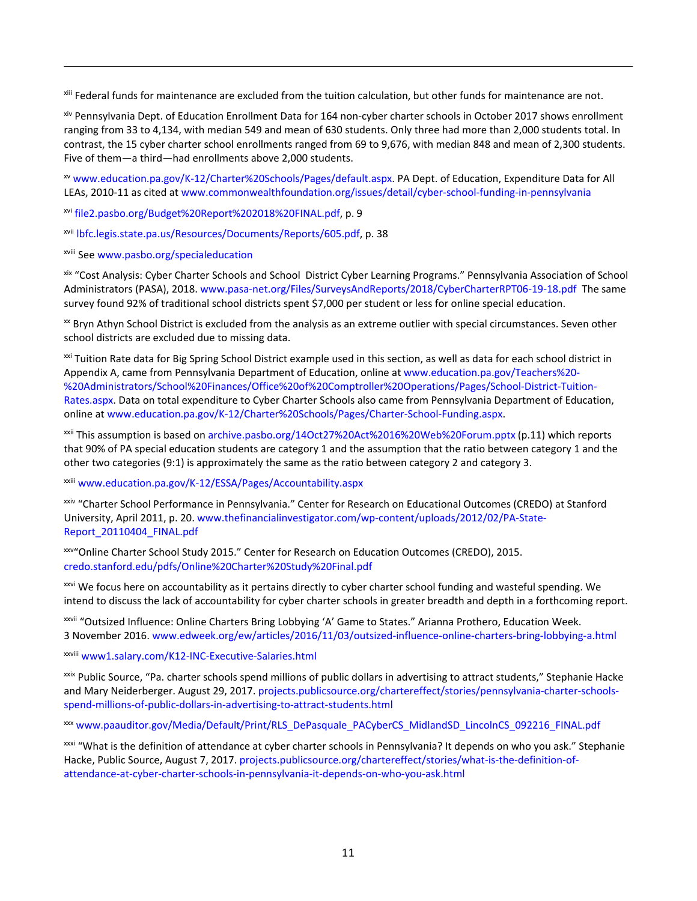[xiii] Federal funds for maintenance are excluded from the tuition calculation, but other funds for maintenance are not.

[xiv] Pennsylvania Dept. of Education Enrollment Data for 164 non-cyber charter schools in October 2017 shows enrollment ranging from 33 to 4,134, with median 549 and mean of 630 students. Only three had more than 2,000 students total. In contrast, the 15 cyber charter school enrollments ranged from 69 to 9,676, with median 848 and mean of 2,300 students. Five of them—a third—had enrollments above 2,000 students.

[xv] www.education.pa.gov/K-12/Charter%20Schools/Pages/default.aspx. PA Dept. of Education, Expenditure Data for All LEAs, 2010-11 as cited at www.commonwealthfoundation.org/issues/detail/cyber-school-funding-in-pennsylvania

[xvi] file2.pasbo.org/Budget%20Report%202018%20FINAL.pdf, p. 9

[xvii] lbfc.legis.state.pa.us/Resources/Documents/Reports/605.pdf, p. 38

[xviii] See www.pasbo.org/specialeducation

[xix] "Cost Analysis: Cyber Charter Schools and School District Cyber Learning Programs." Pennsylvania Association of School Administrators (PASA), 2018. www.pasa-net.org/Files/SurveysAndReports/2018/CyberCharterRPT06-19-18.pdf The same survey found 92% of traditional school districts spent $7,000 per student or less for online special education.

[xx] Bryn Athyn School District is excluded from the analysis as an extreme outlier with special circumstances. Seven other school districts are excluded due to missing data.

[xxi] Tuition Rate data for Big Spring School District example used in this section, as well as data for each school district in Appendix A, came from Pennsylvania Department of Education, online at www.education.pa.gov/Teachers%20-%20Administrators/School%20Finances/Office%20of%20Comptroller%20Operations/Pages/School-District-Tuition-Rates.aspx. Data on total expenditure to Cyber Charter Schools also came from Pennsylvania Department of Education, online at www.education.pa.gov/K-12/Charter%20Schools/Pages/Charter-School-Funding.aspx.

[xxii] This assumption is based on archive.pasbo.org/14Oct27%20Act%2016%20Web%20Forum.pptx (p.11) which reports that 90% of PA special education students are category 1 and the assumption that the ratio between category 1 and the other two categories (9:1) is approximately the same as the ratio between category 2 and category 3.

[xxiii] www.education.pa.gov/K-12/ESSA/Pages/Accountability.aspx

[xxiv] "Charter School Performance in Pennsylvania." Center for Research on Educational Outcomes (CREDO) at Stanford University, April 2011, p. 20. www.thefinancialinvestigator.com/wp-content/uploads/2012/02/PA-State-Report_20110404_FINAL.pdf

[xxv] "Online Charter School Study 2015." Center for Research on Education Outcomes (CREDO), 2015. credo.stanford.edu/pdfs/Online%20Charter%20Study%20Final.pdf

[xxvi] We focus here on accountability as it pertains directly to cyber charter school funding and wasteful spending. We intend to discuss the lack of accountability for cyber charter schools in greater breadth and depth in a forthcoming report.

[xxvii] "Outsized Influence: Online Charters Bring Lobbying 'A' Game to States." Arianna Prothero, Education Week. 3 November 2016. www.edweek.org/ew/articles/2016/11/03/outsized-influence-online-charters-bring-lobbying-a.html

[xxviii] www1.salary.com/K12-INC-Executive-Salaries.html

[xxix] Public Source, "Pa. charter schools spend millions of public dollars in advertising to attract students," Stephanie Hacke and Mary Neiderberger. August 29, 2017. projects.publicsource.org/chartereffect/stories/pennsylvania-charter-schools-spend-millions-of-public-dollars-in-advertising-to-attract-students.html

[xxx] www.paauditor.gov/Media/Default/Print/RLS_DePasquale_PACyberCS_MidlandSD_LincolnCS_092216_FINAL.pdf

[xxxi] "What is the definition of attendance at cyber charter schools in Pennsylvania? It depends on who you ask." Stephanie Hacke, Public Source, August 7, 2017. projects.publicsource.org/chartereffect/stories/what-is-the-definition-of-attendance-at-cyber-charter-schools-in-pennsylvania-it-depends-on-who-you-ask.html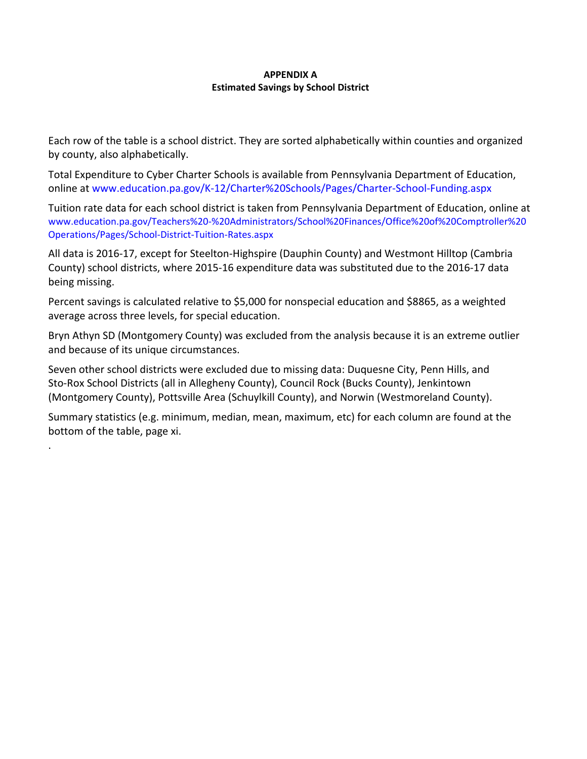**APPENDIX A**
**Estimated Savings by School District**

Each row of the table is a school district. They are sorted alphabetically within counties and organized by county, also alphabetically.

Total Expenditure to Cyber Charter Schools is available from Pennsylvania Department of Education, online at www.education.pa.gov/K-12/Charter%20Schools/Pages/Charter-School-Funding.aspx

Tuition rate data for each school district is taken from Pennsylvania Department of Education, online at www.education.pa.gov/Teachers%20-%20Administrators/School%20Finances/Office%20of%20Comptroller%20Operations/Pages/School-District-Tuition-Rates.aspx

All data is 2016-17, except for Steelton-Highspire (Dauphin County) and Westmont Hilltop (Cambria County) school districts, where 2015-16 expenditure data was substituted due to the 2016-17 data being missing.

Percent savings is calculated relative to $5,000 for nonspecial education and $8865, as a weighted average across three levels, for special education.

Bryn Athyn SD (Montgomery County) was excluded from the analysis because it is an extreme outlier and because of its unique circumstances.

Seven other school districts were excluded due to missing data: Duquesne City, Penn Hills, and Sto-Rox School Districts (all in Allegheny County), Council Rock (Bucks County), Jenkintown (Montgomery County), Pottsville Area (Schuylkill County), and Norwin (Westmoreland County).

Summary statistics (e.g. minimum, median, mean, maximum, etc) for each column are found at the bottom of the table, page xi.

.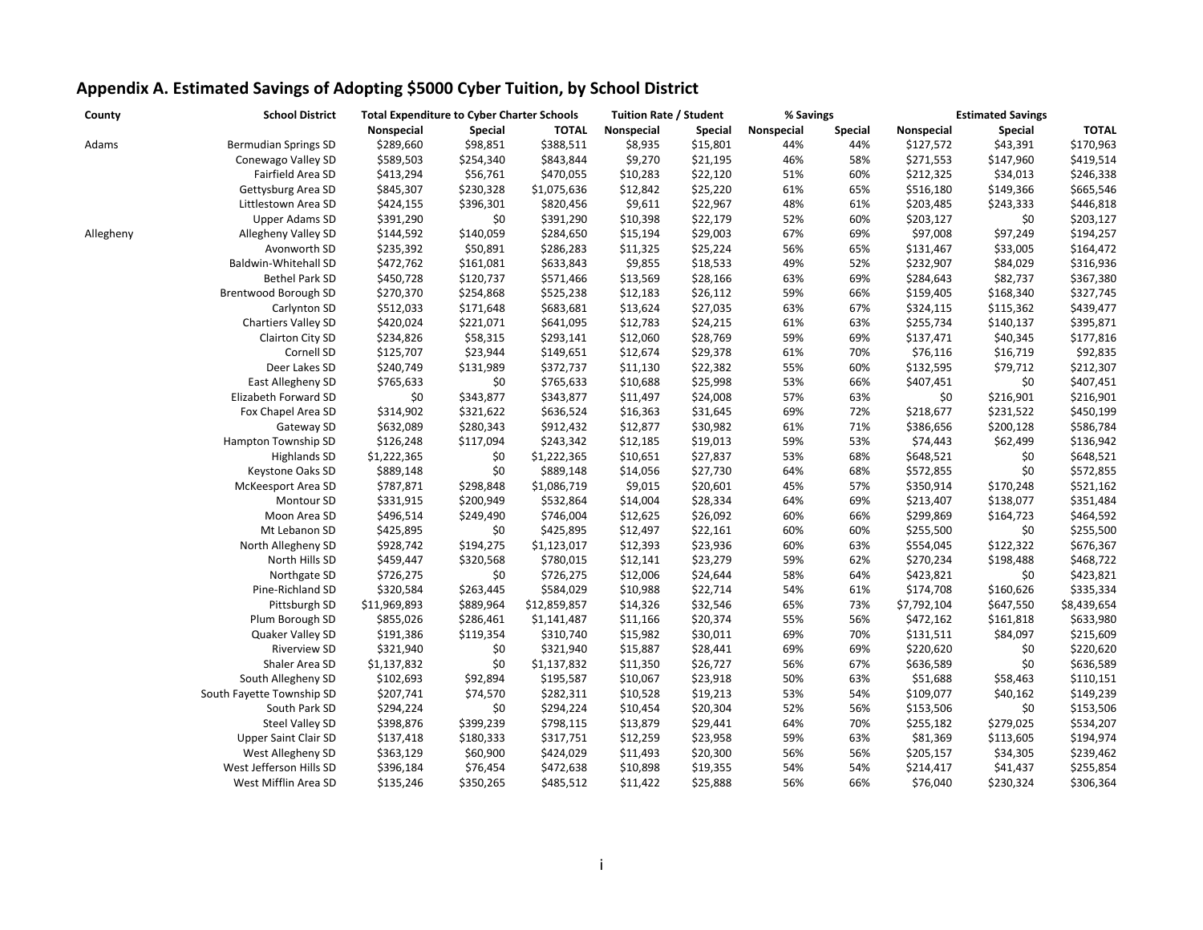## Appendix A. Estimated Savings of Adopting $5000 Cyber Tuition, by School District

| County | School District | Total Expenditure to Cyber Charter Schools | | | Tuition Rate / Student | | % Savings | | Estimated Savings | | |
|---|---|---|---|---|---|---|---|---|---|---|---|
| | | Nonspecial | Special | TOTAL | Nonspecial | Special | Nonspecial | Special | Nonspecial | Special | TOTAL |
| Adams | Bermudian Springs SD | $289,660 | $98,851 | $388,511 | $8,935 | $15,801 | 44% | 44% | $127,572 | $43,391 | $170,963 |
| | Conewago Valley SD | $589,503 | $254,340 | $843,844 | $9,270 | $21,195 | 46% | 58% | $271,553 | $147,960 | $419,514 |
| | Fairfield Area SD | $413,294 | $56,761 | $470,055 | $10,283 | $22,120 | 51% | 60% | $212,325 | $34,013 | $246,338 |
| | Gettysburg Area SD | $845,307 | $230,328 | $1,075,636 | $12,842 | $25,220 | 61% | 65% | $516,180 | $149,366 | $665,546 |
| | Littlestown Area SD | $424,155 | $396,301 | $820,456 | $9,611 | $22,967 | 48% | 61% | $203,485 | $243,333 | $446,818 |
| | Upper Adams SD | $391,290 | $0 | $391,290 | $10,398 | $22,179 | 52% | 60% | $203,127 | $0 | $203,127 |
| Allegheny | Allegheny Valley SD | $144,592 | $140,059 | $284,650 | $15,194 | $29,003 | 67% | 69% | $97,008 | $97,249 | $194,257 |
| | Avonworth SD | $235,392 | $50,891 | $286,283 | $11,325 | $25,224 | 56% | 65% | $131,467 | $33,005 | $164,472 |
| | Baldwin-Whitehall SD | $472,762 | $161,081 | $633,843 | $9,855 | $18,533 | 49% | 52% | $232,907 | $84,029 | $316,936 |
| | Bethel Park SD | $450,728 | $120,737 | $571,466 | $13,569 | $28,166 | 63% | 69% | $284,643 | $82,737 | $367,380 |
| | Brentwood Borough SD | $270,370 | $254,868 | $525,238 | $12,183 | $26,112 | 59% | 66% | $159,405 | $168,340 | $327,745 |
| | Carlynton SD | $512,033 | $171,648 | $683,681 | $13,624 | $27,035 | 63% | 67% | $324,115 | $115,362 | $439,477 |
| | Chartiers Valley SD | $420,024 | $221,071 | $641,095 | $12,783 | $24,215 | 61% | 63% | $255,734 | $140,137 | $395,871 |
| | Clairton City SD | $234,826 | $58,315 | $293,141 | $12,060 | $28,769 | 59% | 69% | $137,471 | $40,345 | $177,816 |
| | Cornell SD | $125,707 | $23,944 | $149,651 | $12,674 | $29,378 | 61% | 70% | $76,116 | $16,719 | $92,835 |
| | Deer Lakes SD | $240,749 | $131,989 | $372,737 | $11,130 | $22,382 | 55% | 60% | $132,595 | $79,712 | $212,307 |
| | East Allegheny SD | $765,633 | $0 | $765,633 | $10,688 | $25,998 | 53% | 66% | $407,451 | $0 | $407,451 |
| | Elizabeth Forward SD | $0 | $343,877 | $343,877 | $11,497 | $24,008 | 57% | 63% | $0 | $216,901 | $216,901 |
| | Fox Chapel Area SD | $314,902 | $321,622 | $636,524 | $16,363 | $31,645 | 69% | 72% | $218,677 | $231,522 | $450,199 |
| | Gateway SD | $632,089 | $280,343 | $912,432 | $12,877 | $30,982 | 61% | 71% | $386,656 | $200,128 | $586,784 |
| | Hampton Township SD | $126,248 | $117,094 | $243,342 | $12,185 | $19,013 | 59% | 53% | $74,443 | $62,499 | $136,942 |
| | Highlands SD | $1,222,365 | $0 | $1,222,365 | $10,651 | $27,837 | 53% | 68% | $648,521 | $0 | $648,521 |
| | Keystone Oaks SD | $889,148 | $0 | $889,148 | $14,056 | $27,730 | 64% | 68% | $572,855 | $0 | $572,855 |
| | McKeesport Area SD | $787,871 | $298,848 | $1,086,719 | $9,015 | $20,601 | 45% | 57% | $350,914 | $170,248 | $521,162 |
| | Montour SD | $331,915 | $200,949 | $532,864 | $14,004 | $28,334 | 64% | 69% | $213,407 | $138,077 | $351,484 |
| | Moon Area SD | $496,514 | $249,490 | $746,004 | $12,625 | $26,092 | 60% | 66% | $299,869 | $164,723 | $464,592 |
| | Mt Lebanon SD | $425,895 | $0 | $425,895 | $12,497 | $22,161 | 60% | 60% | $255,500 | $0 | $255,500 |
| | North Allegheny SD | $928,742 | $194,275 | $1,123,017 | $12,393 | $23,936 | 60% | 63% | $554,045 | $122,322 | $676,367 |
| | North Hills SD | $459,447 | $320,568 | $780,015 | $12,141 | $23,279 | 59% | 62% | $270,234 | $198,488 | $468,722 |
| | Northgate SD | $726,275 | $0 | $726,275 | $12,006 | $24,644 | 58% | 64% | $423,821 | $0 | $423,821 |
| | Pine-Richland SD | $320,584 | $263,445 | $584,029 | $10,988 | $22,714 | 54% | 61% | $174,708 | $160,626 | $335,334 |
| | Pittsburgh SD | $11,969,893 | $889,964 | $12,859,857 | $14,326 | $32,546 | 65% | 73% | $7,792,104 | $647,550 | $8,439,654 |
| | Plum Borough SD | $855,026 | $286,461 | $1,141,487 | $11,166 | $20,374 | 55% | 56% | $472,162 | $161,818 | $633,980 |
| | Quaker Valley SD | $191,386 | $119,354 | $310,740 | $15,982 | $30,011 | 69% | 70% | $131,511 | $84,097 | $215,609 |
| | Riverview SD | $321,940 | $0 | $321,940 | $15,887 | $28,441 | 69% | 69% | $220,620 | $0 | $220,620 |
| | Shaler Area SD | $1,137,832 | $0 | $1,137,832 | $11,350 | $26,727 | 56% | 67% | $636,589 | $0 | $636,589 |
| | South Allegheny SD | $102,693 | $92,894 | $195,587 | $10,067 | $23,918 | 50% | 63% | $51,688 | $58,463 | $110,151 |
| | South Fayette Township SD | $207,741 | $74,570 | $282,311 | $10,528 | $19,213 | 53% | 54% | $109,077 | $40,162 | $149,239 |
| | South Park SD | $294,224 | $0 | $294,224 | $10,454 | $20,304 | 52% | 56% | $153,506 | $0 | $153,506 |
| | Steel Valley SD | $398,876 | $399,239 | $798,115 | $13,879 | $29,441 | 64% | 70% | $255,182 | $279,025 | $534,207 |
| | Upper Saint Clair SD | $137,418 | $180,333 | $317,751 | $12,259 | $23,958 | 59% | 63% | $81,369 | $113,605 | $194,974 |
| | West Allegheny SD | $363,129 | $60,900 | $424,029 | $11,493 | $20,300 | 56% | 56% | $205,157 | $34,305 | $239,462 |
| | West Jefferson Hills SD | $396,184 | $76,454 | $472,638 | $10,898 | $19,355 | 54% | 54% | $214,417 | $41,437 | $255,854 |
| | West Mifflin Area SD | $135,246 | $350,265 | $485,512 | $11,422 | $25,888 | 56% | 66% | $76,040 | $230,324 | $306,364 |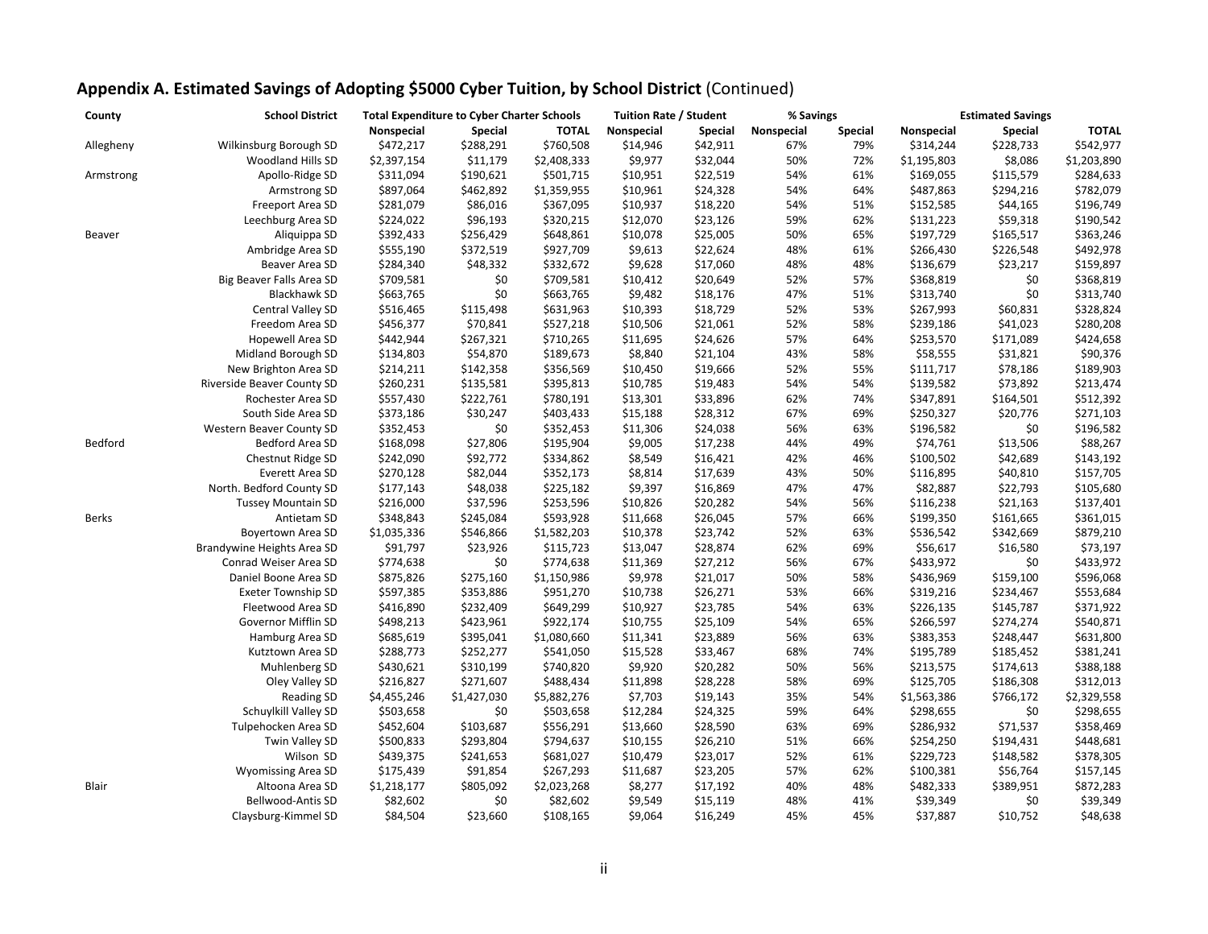## Appendix A. Estimated Savings of Adopting $5000 Cyber Tuition, by School District (Continued)

| County | School District | Total Expenditure to Cyber Charter Schools | | | Tuition Rate / Student | | % Savings | | Estimated Savings | | |
|---|---|---|---|---|---|---|---|---|---|---|---|
| | | Nonspecial | Special | TOTAL | Nonspecial | Special | Nonspecial | Special | Nonspecial | Special | TOTAL |
| Allegheny | Wilkinsburg Borough SD | $472,217 | $288,291 | $760,508 | $14,946 | $42,911 | 67% | 79% | $314,244 | $228,733 | $542,977 |
| | Woodland Hills SD | $2,397,154 | $11,179 | $2,408,333 | $9,977 | $32,044 | 50% | 72% | $1,195,803 | $8,086 | $1,203,890 |
| Armstrong | Apollo-Ridge SD | $311,094 | $190,621 | $501,715 | $10,951 | $22,519 | 54% | 61% | $169,055 | $115,579 | $284,633 |
| | Armstrong SD | $897,064 | $462,892 | $1,359,955 | $10,961 | $24,328 | 54% | 64% | $487,863 | $294,216 | $782,079 |
| | Freeport Area SD | $281,079 | $86,016 | $367,095 | $10,937 | $18,220 | 54% | 51% | $152,585 | $44,165 | $196,749 |
| | Leechburg Area SD | $224,022 | $96,193 | $320,215 | $12,070 | $23,126 | 59% | 62% | $131,223 | $59,318 | $190,542 |
| Beaver | Aliquippa SD | $392,433 | $256,429 | $648,861 | $10,078 | $25,005 | 50% | 65% | $197,729 | $165,517 | $363,246 |
| | Ambridge Area SD | $555,190 | $372,519 | $927,709 | $9,613 | $22,624 | 48% | 61% | $266,430 | $226,548 | $492,978 |
| | Beaver Area SD | $284,340 | $48,332 | $332,672 | $9,628 | $17,060 | 48% | 48% | $136,679 | $23,217 | $159,897 |
| | Big Beaver Falls Area SD | $709,581 | $0 | $709,581 | $10,412 | $20,649 | 52% | 57% | $368,819 | $0 | $368,819 |
| | Blackhawk SD | $663,765 | $0 | $663,765 | $9,482 | $18,176 | 47% | 51% | $313,740 | $0 | $313,740 |
| | Central Valley SD | $516,465 | $115,498 | $631,963 | $10,393 | $18,729 | 52% | 53% | $267,993 | $60,831 | $328,824 |
| | Freedom Area SD | $456,377 | $70,841 | $527,218 | $10,506 | $21,061 | 52% | 58% | $239,186 | $41,023 | $280,208 |
| | Hopewell Area SD | $442,944 | $267,321 | $710,265 | $11,695 | $24,626 | 57% | 64% | $253,570 | $171,089 | $424,658 |
| | Midland Borough SD | $134,803 | $54,870 | $189,673 | $8,840 | $21,104 | 43% | 58% | $58,555 | $31,821 | $90,376 |
| | New Brighton Area SD | $214,211 | $142,358 | $356,569 | $10,450 | $19,666 | 52% | 55% | $111,717 | $78,186 | $189,903 |
| | Riverside Beaver County SD | $260,231 | $135,581 | $395,813 | $10,785 | $19,483 | 54% | 54% | $139,582 | $73,892 | $213,474 |
| | Rochester Area SD | $557,430 | $222,761 | $780,191 | $13,301 | $33,896 | 62% | 74% | $347,891 | $164,501 | $512,392 |
| | South Side Area SD | $373,186 | $30,247 | $403,433 | $15,188 | $28,312 | 67% | 69% | $250,327 | $20,776 | $271,103 |
| | Western Beaver County SD | $352,453 | $0 | $352,453 | $11,306 | $24,038 | 56% | 63% | $196,582 | $0 | $196,582 |
| Bedford | Bedford Area SD | $168,098 | $27,806 | $195,904 | $9,005 | $17,238 | 44% | 49% | $74,761 | $13,506 | $88,267 |
| | Chestnut Ridge SD | $242,090 | $92,772 | $334,862 | $8,549 | $16,421 | 42% | 46% | $100,502 | $42,689 | $143,192 |
| | Everett Area SD | $270,128 | $82,044 | $352,173 | $8,814 | $17,639 | 43% | 50% | $116,895 | $40,810 | $157,705 |
| | North. Bedford County SD | $177,143 | $48,038 | $225,182 | $9,397 | $16,869 | 47% | 47% | $82,887 | $22,793 | $105,680 |
| | Tussey Mountain SD | $216,000 | $37,596 | $253,596 | $10,826 | $20,282 | 54% | 56% | $116,238 | $21,163 | $137,401 |
| Berks | Antietam SD | $348,843 | $245,084 | $593,928 | $11,668 | $26,045 | 57% | 66% | $199,350 | $161,665 | $361,015 |
| | Boyertown Area SD | $1,035,336 | $546,866 | $1,582,203 | $10,378 | $23,742 | 52% | 63% | $536,542 | $342,669 | $879,210 |
| | Brandywine Heights Area SD | $91,797 | $23,926 | $115,723 | $13,047 | $28,874 | 62% | 69% | $56,617 | $16,580 | $73,197 |
| | Conrad Weiser Area SD | $774,638 | $0 | $774,638 | $11,369 | $27,212 | 56% | 67% | $433,972 | $0 | $433,972 |
| | Daniel Boone Area SD | $875,826 | $275,160 | $1,150,986 | $9,978 | $21,017 | 50% | 58% | $436,969 | $159,100 | $596,068 |
| | Exeter Township SD | $597,385 | $353,886 | $951,270 | $10,738 | $26,271 | 53% | 66% | $319,216 | $234,467 | $553,684 |
| | Fleetwood Area SD | $416,890 | $232,409 | $649,299 | $10,927 | $23,785 | 54% | 63% | $226,135 | $145,787 | $371,922 |
| | Governor Mifflin SD | $498,213 | $423,961 | $922,174 | $10,755 | $25,109 | 54% | 65% | $266,597 | $274,274 | $540,871 |
| | Hamburg Area SD | $685,619 | $395,041 | $1,080,660 | $11,341 | $23,889 | 56% | 63% | $383,353 | $248,447 | $631,800 |
| | Kutztown Area SD | $288,773 | $252,277 | $541,050 | $15,528 | $33,467 | 68% | 74% | $195,789 | $185,452 | $381,241 |
| | Muhlenberg SD | $430,621 | $310,199 | $740,820 | $9,920 | $20,282 | 50% | 56% | $213,575 | $174,613 | $388,188 |
| | Oley Valley SD | $216,827 | $271,607 | $488,434 | $11,898 | $28,228 | 58% | 69% | $125,705 | $186,308 | $312,013 |
| | Reading SD | $4,455,246 | $1,427,030 | $5,882,276 | $7,703 | $19,143 | 35% | 54% | $1,563,386 | $766,172 | $2,329,558 |
| | Schuylkill Valley SD | $503,658 | $0 | $503,658 | $12,284 | $24,325 | 59% | 64% | $298,655 | $0 | $298,655 |
| | Tulpehocken Area SD | $452,604 | $103,687 | $556,291 | $13,660 | $28,590 | 63% | 69% | $286,932 | $71,537 | $358,469 |
| | Twin Valley SD | $500,833 | $293,804 | $794,637 | $10,155 | $26,210 | 51% | 66% | $254,250 | $194,431 | $448,681 |
| | Wilson SD | $439,375 | $241,653 | $681,027 | $10,479 | $23,017 | 52% | 61% | $229,723 | $148,582 | $378,305 |
| | Wyomissing Area SD | $175,439 | $91,854 | $267,293 | $11,687 | $23,205 | 57% | 62% | $100,381 | $56,764 | $157,145 |
| Blair | Altoona Area SD | $1,218,177 | $805,092 | $2,023,268 | $8,277 | $17,192 | 40% | 48% | $482,333 | $389,951 | $872,283 |
| | Bellwood-Antis SD | $82,602 | $0 | $82,602 | $9,549 | $15,119 | 48% | 41% | $39,349 | $0 | $39,349 |
| | Claysburg-Kimmel SD | $84,504 | $23,660 | $108,165 | $9,064 | $16,249 | 45% | 45% | $37,887 | $10,752 | $48,638 |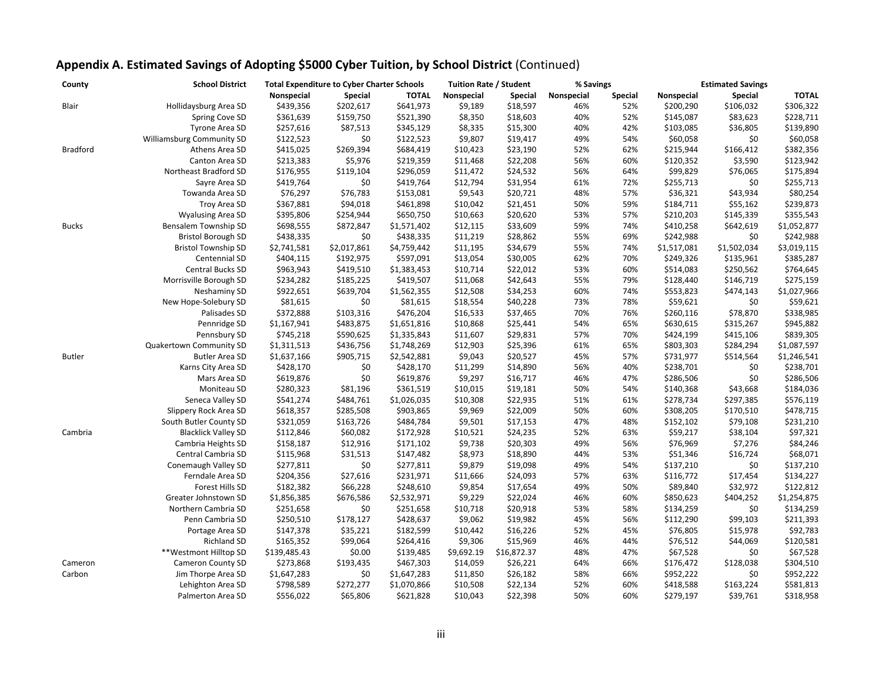## **Appendix A. Estimated Savings of Adopting $5000 Cyber Tuition, by School District** (Continued)

| County | School District | Total Expenditure to Cyber Charter Schools | | | Tuition Rate / Student | | % Savings | | Estimated Savings | | |
|---|---|---|---|---|---|---|---|---|---|---|---|
| | | Nonspecial | Special | TOTAL | Nonspecial | Special | Nonspecial | Special | Nonspecial | Special | TOTAL |
| Blair | Hollidaysburg Area SD | $439,356 | $202,617 | $641,973 | $9,189 | $18,597 | 46% | 52% | $200,290 | $106,032 | $306,322 |
| | Spring Cove SD | $361,639 | $159,750 | $521,390 | $8,350 | $18,603 | 40% | 52% | $145,087 | $83,623 | $228,711 |
| | Tyrone Area SD | $257,616 | $87,513 | $345,129 | $8,335 | $15,300 | 40% | 42% | $103,085 | $36,805 | $139,890 |
| | Williamsburg Community SD | $122,523 | $0 | $122,523 | $9,807 | $19,417 | 49% | 54% | $60,058 | $0 | $60,058 |
| Bradford | Athens Area SD | $415,025 | $269,394 | $684,419 | $10,423 | $23,190 | 52% | 62% | $215,944 | $166,412 | $382,356 |
| | Canton Area SD | $213,383 | $5,976 | $219,359 | $11,468 | $22,208 | 56% | 60% | $120,352 | $3,590 | $123,942 |
| | Northeast Bradford SD | $176,955 | $119,104 | $296,059 | $11,472 | $24,532 | 56% | 64% | $99,829 | $76,065 | $175,894 |
| | Sayre Area SD | $419,764 | $0 | $419,764 | $12,794 | $31,954 | 61% | 72% | $255,713 | $0 | $255,713 |
| | Towanda Area SD | $76,297 | $76,783 | $153,081 | $9,543 | $20,721 | 48% | 57% | $36,321 | $43,934 | $80,254 |
| | Troy Area SD | $367,881 | $94,018 | $461,898 | $10,042 | $21,451 | 50% | 59% | $184,711 | $55,162 | $239,873 |
| | Wyalusing Area SD | $395,806 | $254,944 | $650,750 | $10,663 | $20,620 | 53% | 57% | $210,203 | $145,339 | $355,543 |
| Bucks | Bensalem Township SD | $698,555 | $872,847 | $1,571,402 | $12,115 | $33,609 | 59% | 74% | $410,258 | $642,619 | $1,052,877 |
| | Bristol Borough SD | $438,335 | $0 | $438,335 | $11,219 | $28,862 | 55% | 69% | $242,988 | $0 | $242,988 |
| | Bristol Township SD | $2,741,581 | $2,017,861 | $4,759,442 | $11,195 | $34,679 | 55% | 74% | $1,517,081 | $1,502,034 | $3,019,115 |
| | Centennial SD | $404,115 | $192,975 | $597,091 | $13,054 | $30,005 | 62% | 70% | $249,326 | $135,961 | $385,287 |
| | Central Bucks SD | $963,943 | $419,510 | $1,383,453 | $10,714 | $22,012 | 53% | 60% | $514,083 | $250,562 | $764,645 |
| | Morrisville Borough SD | $234,282 | $185,225 | $419,507 | $11,068 | $42,643 | 55% | 79% | $128,440 | $146,719 | $275,159 |
| | Neshaminy SD | $922,651 | $639,704 | $1,562,355 | $12,508 | $34,253 | 60% | 74% | $553,823 | $474,143 | $1,027,966 |
| | New Hope-Solebury SD | $81,615 | $0 | $81,615 | $18,554 | $40,228 | 73% | 78% | $59,621 | $0 | $59,621 |
| | Palisades SD | $372,888 | $103,316 | $476,204 | $16,533 | $37,465 | 70% | 76% | $260,116 | $78,870 | $338,985 |
| | Pennridge SD | $1,167,941 | $483,875 | $1,651,816 | $10,868 | $25,441 | 54% | 65% | $630,615 | $315,267 | $945,882 |
| | Pennsbury SD | $745,218 | $590,625 | $1,335,843 | $11,607 | $29,831 | 57% | 70% | $424,199 | $415,106 | $839,305 |
| | Quakertown Community SD | $1,311,513 | $436,756 | $1,748,269 | $12,903 | $25,396 | 61% | 65% | $803,303 | $284,294 | $1,087,597 |
| Butler | Butler Area SD | $1,637,166 | $905,715 | $2,542,881 | $9,043 | $20,527 | 45% | 57% | $731,977 | $514,564 | $1,246,541 |
| | Karns City Area SD | $428,170 | $0 | $428,170 | $11,299 | $14,890 | 56% | 40% | $238,701 | $0 | $238,701 |
| | Mars Area SD | $619,876 | $0 | $619,876 | $9,297 | $16,717 | 46% | 47% | $286,506 | $0 | $286,506 |
| | Moniteau SD | $280,323 | $81,196 | $361,519 | $10,015 | $19,181 | 50% | 54% | $140,368 | $43,668 | $184,036 |
| | Seneca Valley SD | $541,274 | $484,761 | $1,026,035 | $10,308 | $22,935 | 51% | 61% | $278,734 | $297,385 | $576,119 |
| | Slippery Rock Area SD | $618,357 | $285,508 | $903,865 | $9,969 | $22,009 | 50% | 60% | $308,205 | $170,510 | $478,715 |
| | South Butler County SD | $321,059 | $163,726 | $484,784 | $9,501 | $17,153 | 47% | 48% | $152,102 | $79,108 | $231,210 |
| Cambria | Blacklick Valley SD | $112,846 | $60,082 | $172,928 | $10,521 | $24,235 | 52% | 63% | $59,217 | $38,104 | $97,321 |
| | Cambria Heights SD | $158,187 | $12,916 | $171,102 | $9,738 | $20,303 | 49% | 56% | $76,969 | $7,276 | $84,246 |
| | Central Cambria SD | $115,968 | $31,513 | $147,482 | $8,973 | $18,890 | 44% | 53% | $51,346 | $16,724 | $68,071 |
| | Conemaugh Valley SD | $277,811 | $0 | $277,811 | $9,879 | $19,098 | 49% | 54% | $137,210 | $0 | $137,210 |
| | Ferndale Area SD | $204,356 | $27,616 | $231,971 | $11,666 | $24,093 | 57% | 63% | $116,772 | $17,454 | $134,227 |
| | Forest Hills SD | $182,382 | $66,228 | $248,610 | $9,854 | $17,654 | 49% | 50% | $89,840 | $32,972 | $122,812 |
| | Greater Johnstown SD | $1,856,385 | $676,586 | $2,532,971 | $9,229 | $22,024 | 46% | 60% | $850,623 | $404,252 | $1,254,875 |
| | Northern Cambria SD | $251,658 | $0 | $251,658 | $10,718 | $20,918 | 53% | 58% | $134,259 | $0 | $134,259 |
| | Penn Cambria SD | $250,510 | $178,127 | $428,637 | $9,062 | $19,982 | 45% | 56% | $112,290 | $99,103 | $211,393 |
| | Portage Area SD | $147,378 | $35,221 | $182,599 | $10,442 | $16,226 | 52% | 45% | $76,805 | $15,978 | $92,783 |
| | Richland SD | $165,352 | $99,064 | $264,416 | $9,306 | $15,969 | 46% | 44% | $76,512 | $44,069 | $120,581 |
| | **Westmont Hilltop SD | $139,485.43 | $0.00 | $139,485 | $9,692.19 | $16,872.37 | 48% | 47% | $67,528 | $0 | $67,528 |
| Cameron | Cameron County SD | $273,868 | $193,435 | $467,303 | $14,059 | $26,221 | 64% | 66% | $176,472 | $128,038 | $304,510 |
| Carbon | Jim Thorpe Area SD | $1,647,283 | $0 | $1,647,283 | $11,850 | $26,182 | 58% | 66% | $952,222 | $0 | $952,222 |
| | Lehighton Area SD | $798,589 | $272,277 | $1,070,866 | $10,508 | $22,134 | 52% | 60% | $418,588 | $163,224 | $581,813 |
| | Palmerton Area SD | $556,022 | $65,806 | $621,828 | $10,043 | $22,398 | 50% | 60% | $279,197 | $39,761 | $318,958 |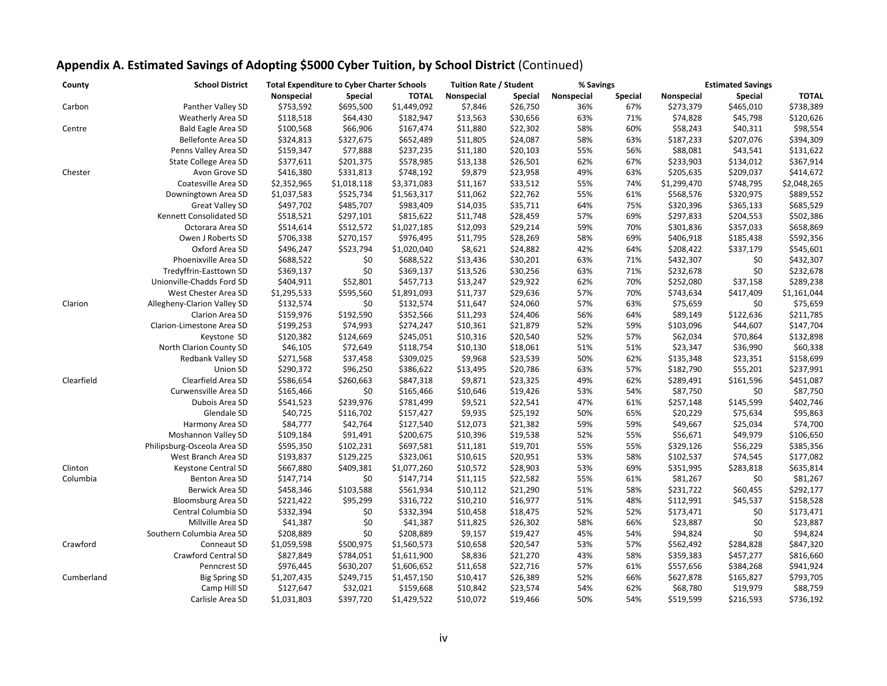## Appendix A. Estimated Savings of Adopting $5000 Cyber Tuition, by School District (Continued)

| County | School District | Total Expenditure to Cyber Charter Schools | | | Tuition Rate / Student | | % Savings | | Estimated Savings | | |
|---|---|---|---|---|---|---|---|---|---|---|---|
| | | Nonspecial | Special | TOTAL | Nonspecial | Special | Nonspecial | Special | Nonspecial | Special | TOTAL |
| Carbon | Panther Valley SD | $753,592 | $695,500 | $1,449,092 | $7,846 | $26,750 | 36% | 67% | $273,379 | $465,010 | $738,389 |
| | Weatherly Area SD | $118,518 | $64,430 | $182,947 | $13,563 | $30,656 | 63% | 71% | $74,828 | $45,798 | $120,626 |
| Centre | Bald Eagle Area SD | $100,568 | $66,906 | $167,474 | $11,880 | $22,302 | 58% | 60% | $58,243 | $40,311 | $98,554 |
| | Bellefonte Area SD | $324,813 | $327,675 | $652,489 | $11,805 | $24,087 | 58% | 63% | $187,233 | $207,076 | $394,309 |
| | Penns Valley Area SD | $159,347 | $77,888 | $237,235 | $11,180 | $20,103 | 55% | 56% | $88,081 | $43,541 | $131,622 |
| | State College Area SD | $377,611 | $201,375 | $578,985 | $13,138 | $26,501 | 62% | 67% | $233,903 | $134,012 | $367,914 |
| Chester | Avon Grove SD | $416,380 | $331,813 | $748,192 | $9,879 | $23,958 | 49% | 63% | $205,635 | $209,037 | $414,672 |
| | Coatesville Area SD | $2,352,965 | $1,018,118 | $3,371,083 | $11,167 | $33,512 | 55% | 74% | $1,299,470 | $748,795 | $2,048,265 |
| | Downingtown Area SD | $1,037,583 | $525,734 | $1,563,317 | $11,062 | $22,762 | 55% | 61% | $568,576 | $320,975 | $889,552 |
| | Great Valley SD | $497,702 | $485,707 | $983,409 | $14,035 | $35,711 | 64% | 75% | $320,396 | $365,133 | $685,529 |
| | Kennett Consolidated SD | $518,521 | $297,101 | $815,622 | $11,748 | $28,459 | 57% | 69% | $297,833 | $204,553 | $502,386 |
| | Octorara Area SD | $514,614 | $512,572 | $1,027,185 | $12,093 | $29,214 | 59% | 70% | $301,836 | $357,033 | $658,869 |
| | Owen J Roberts SD | $706,338 | $270,157 | $976,495 | $11,795 | $28,269 | 58% | 69% | $406,918 | $185,438 | $592,356 |
| | Oxford Area SD | $496,247 | $523,794 | $1,020,040 | $8,621 | $24,882 | 42% | 64% | $208,422 | $337,179 | $545,601 |
| | Phoenixville Area SD | $688,522 | $0 | $688,522 | $13,436 | $30,201 | 63% | 71% | $432,307 | $0 | $432,307 |
| | Tredyffrin-Easttown SD | $369,137 | $0 | $369,137 | $13,526 | $30,256 | 63% | 71% | $232,678 | $0 | $232,678 |
| | Unionville-Chadds Ford SD | $404,911 | $52,801 | $457,713 | $13,247 | $29,922 | 62% | 70% | $252,080 | $37,158 | $289,238 |
| | West Chester Area SD | $1,295,533 | $595,560 | $1,891,093 | $11,737 | $29,636 | 57% | 70% | $743,634 | $417,409 | $1,161,044 |
| Clarion | Allegheny-Clarion Valley SD | $132,574 | $0 | $132,574 | $11,647 | $24,060 | 57% | 63% | $75,659 | $0 | $75,659 |
| | Clarion Area SD | $159,976 | $192,590 | $352,566 | $11,293 | $24,406 | 56% | 64% | $89,149 | $122,636 | $211,785 |
| | Clarion-Limestone Area SD | $199,253 | $74,993 | $274,247 | $10,361 | $21,879 | 52% | 59% | $103,096 | $44,607 | $147,704 |
| | Keystone SD | $120,382 | $124,669 | $245,051 | $10,316 | $20,540 | 52% | 57% | $62,034 | $70,864 | $132,898 |
| | North Clarion County SD | $46,105 | $72,649 | $118,754 | $10,130 | $18,061 | 51% | 51% | $23,347 | $36,990 | $60,338 |
| | Redbank Valley SD | $271,568 | $37,458 | $309,025 | $9,968 | $23,539 | 50% | 62% | $135,348 | $23,351 | $158,699 |
| | Union SD | $290,372 | $96,250 | $386,622 | $13,495 | $20,786 | 63% | 57% | $182,790 | $55,201 | $237,991 |
| Clearfield | Clearfield Area SD | $586,654 | $260,663 | $847,318 | $9,871 | $23,325 | 49% | 62% | $289,491 | $161,596 | $451,087 |
| | Curwensville Area SD | $165,466 | $0 | $165,466 | $10,646 | $19,426 | 53% | 54% | $87,750 | $0 | $87,750 |
| | Dubois Area SD | $541,523 | $239,976 | $781,499 | $9,521 | $22,541 | 47% | 61% | $257,148 | $145,599 | $402,746 |
| | Glendale SD | $40,725 | $116,702 | $157,427 | $9,935 | $25,192 | 50% | 65% | $20,229 | $75,634 | $95,863 |
| | Harmony Area SD | $84,777 | $42,764 | $127,540 | $12,073 | $21,382 | 59% | 59% | $49,667 | $25,034 | $74,700 |
| | Moshannon Valley SD | $109,184 | $91,491 | $200,675 | $10,396 | $19,538 | 52% | 55% | $56,671 | $49,979 | $106,650 |
| | Philipsburg-Osceola Area SD | $595,350 | $102,231 | $697,581 | $11,181 | $19,701 | 55% | 55% | $329,126 | $56,229 | $385,356 |
| | West Branch Area SD | $193,837 | $129,225 | $323,061 | $10,615 | $20,951 | 53% | 58% | $102,537 | $74,545 | $177,082 |
| Clinton | Keystone Central SD | $667,880 | $409,381 | $1,077,260 | $10,572 | $28,903 | 53% | 69% | $351,995 | $283,818 | $635,814 |
| Columbia | Benton Area SD | $147,714 | $0 | $147,714 | $11,115 | $22,582 | 55% | 61% | $81,267 | $0 | $81,267 |
| | Berwick Area SD | $458,346 | $103,588 | $561,934 | $10,112 | $21,290 | 51% | 58% | $231,722 | $60,455 | $292,177 |
| | Bloomsburg Area SD | $221,422 | $95,299 | $316,722 | $10,210 | $16,977 | 51% | 48% | $112,991 | $45,537 | $158,528 |
| | Central Columbia SD | $332,394 | $0 | $332,394 | $10,458 | $18,475 | 52% | 52% | $173,471 | $0 | $173,471 |
| | Millville Area SD | $41,387 | $0 | $41,387 | $11,825 | $26,302 | 58% | 66% | $23,887 | $0 | $23,887 |
| | Southern Columbia Area SD | $208,889 | $0 | $208,889 | $9,157 | $19,427 | 45% | 54% | $94,824 | $0 | $94,824 |
| Crawford | Conneaut SD | $1,059,598 | $500,975 | $1,560,573 | $10,658 | $20,547 | 53% | 57% | $562,492 | $284,828 | $847,320 |
| | Crawford Central SD | $827,849 | $784,051 | $1,611,900 | $8,836 | $21,270 | 43% | 58% | $359,383 | $457,277 | $816,660 |
| | Penncrest SD | $976,445 | $630,207 | $1,606,652 | $11,658 | $22,716 | 57% | 61% | $557,656 | $384,268 | $941,924 |
| Cumberland | Big Spring SD | $1,207,435 | $249,715 | $1,457,150 | $10,417 | $26,389 | 52% | 66% | $627,878 | $165,827 | $793,705 |
| | Camp Hill SD | $127,647 | $32,021 | $159,668 | $10,842 | $23,574 | 54% | 62% | $68,780 | $19,979 | $88,759 |
| | Carlisle Area SD | $1,031,803 | $397,720 | $1,429,522 | $10,072 | $19,466 | 50% | 54% | $519,599 | $216,593 | $736,192 |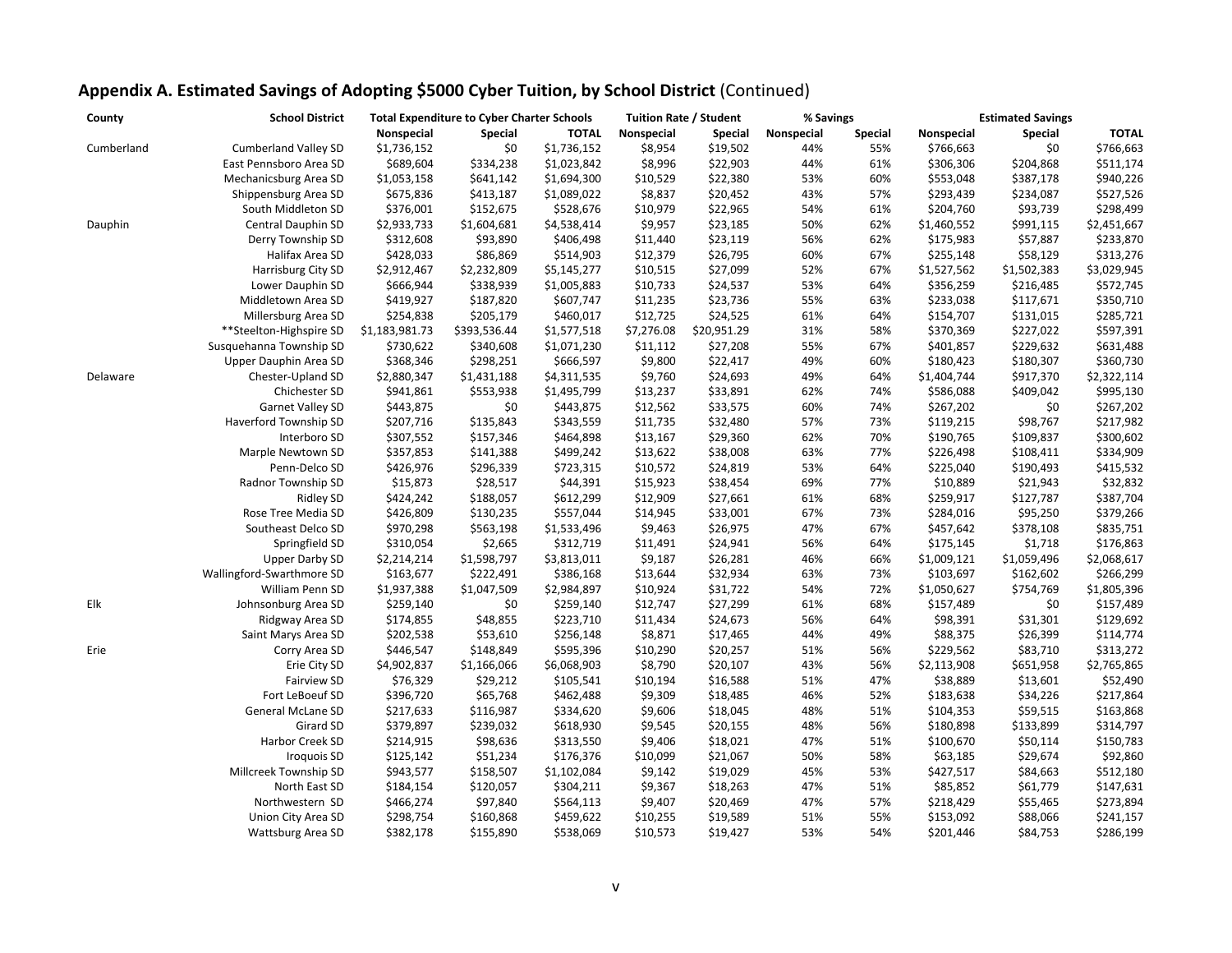## Appendix A. Estimated Savings of Adopting $5000 Cyber Tuition, by School District (Continued)

| County | School District | Total Expenditure to Cyber Charter Schools | | | Tuition Rate / Student | | % Savings | | Estimated Savings | | |
|---|---|---|---|---|---|---|---|---|---|---|---|
| | | Nonspecial | Special | TOTAL | Nonspecial | Special | Nonspecial | Special | Nonspecial | Special | TOTAL |
| Cumberland | Cumberland Valley SD | $1,736,152 | $0 | $1,736,152 | $8,954 | $19,502 | 44% | 55% | $766,663 | $0 | $766,663 |
| | East Pennsboro Area SD | $689,604 | $334,238 | $1,023,842 | $8,996 | $22,903 | 44% | 61% | $306,306 | $204,868 | $511,174 |
| | Mechanicsburg Area SD | $1,053,158 | $641,142 | $1,694,300 | $10,529 | $22,380 | 53% | 60% | $553,048 | $387,178 | $940,226 |
| | Shippensburg Area SD | $675,836 | $413,187 | $1,089,022 | $8,837 | $20,452 | 43% | 57% | $293,439 | $234,087 | $527,526 |
| | South Middleton SD | $376,001 | $152,675 | $528,676 | $10,979 | $22,965 | 54% | 61% | $204,760 | $93,739 | $298,499 |
| Dauphin | Central Dauphin SD | $2,933,733 | $1,604,681 | $4,538,414 | $9,957 | $23,185 | 50% | 62% | $1,460,552 | $991,115 | $2,451,667 |
| | Derry Township SD | $312,608 | $93,890 | $406,498 | $11,440 | $23,119 | 56% | 62% | $175,983 | $57,887 | $233,870 |
| | Halifax Area SD | $428,033 | $86,869 | $514,903 | $12,379 | $26,795 | 60% | 67% | $255,148 | $58,129 | $313,276 |
| | Harrisburg City SD | $2,912,467 | $2,232,809 | $5,145,277 | $10,515 | $27,099 | 52% | 67% | $1,527,562 | $1,502,383 | $3,029,945 |
| | Lower Dauphin SD | $666,944 | $338,939 | $1,005,883 | $10,733 | $24,537 | 53% | 64% | $356,259 | $216,485 | $572,745 |
| | Middletown Area SD | $419,927 | $187,820 | $607,747 | $11,235 | $23,736 | 55% | 63% | $233,038 | $117,671 | $350,710 |
| | Millersburg Area SD | $254,838 | $205,179 | $460,017 | $12,725 | $24,525 | 61% | 64% | $154,707 | $131,015 | $285,721 |
| | **Steelton-Highspire SD | $1,183,981.73 | $393,536.44 | $1,577,518 | $7,276.08 | $20,951.29 | 31% | 58% | $370,369 | $227,022 | $597,391 |
| | Susquehanna Township SD | $730,622 | $340,608 | $1,071,230 | $11,112 | $27,208 | 55% | 67% | $401,857 | $229,632 | $631,488 |
| | Upper Dauphin Area SD | $368,346 | $298,251 | $666,597 | $9,800 | $22,417 | 49% | 60% | $180,423 | $180,307 | $360,730 |
| Delaware | Chester-Upland SD | $2,880,347 | $1,431,188 | $4,311,535 | $9,760 | $24,693 | 49% | 64% | $1,404,744 | $917,370 | $2,322,114 |
| | Chichester SD | $941,861 | $553,938 | $1,495,799 | $13,237 | $33,891 | 62% | 74% | $586,088 | $409,042 | $995,130 |
| | Garnet Valley SD | $443,875 | $0 | $443,875 | $12,562 | $33,575 | 60% | 74% | $267,202 | $0 | $267,202 |
| | Haverford Township SD | $207,716 | $135,843 | $343,559 | $11,735 | $32,480 | 57% | 73% | $119,215 | $98,767 | $217,982 |
| | Interboro SD | $307,552 | $157,346 | $464,898 | $13,167 | $29,360 | 62% | 70% | $190,765 | $109,837 | $300,602 |
| | Marple Newtown SD | $357,853 | $141,388 | $499,242 | $13,622 | $38,008 | 63% | 77% | $226,498 | $108,411 | $334,909 |
| | Penn-Delco SD | $426,976 | $296,339 | $723,315 | $10,572 | $24,819 | 53% | 64% | $225,040 | $190,493 | $415,532 |
| | Radnor Township SD | $15,873 | $28,517 | $44,391 | $15,923 | $38,454 | 69% | 77% | $10,889 | $21,943 | $32,832 |
| | Ridley SD | $424,242 | $188,057 | $612,299 | $12,909 | $27,661 | 61% | 68% | $259,917 | $127,787 | $387,704 |
| | Rose Tree Media SD | $426,809 | $130,235 | $557,044 | $14,945 | $33,001 | 67% | 73% | $284,016 | $95,250 | $379,266 |
| | Southeast Delco SD | $970,298 | $563,198 | $1,533,496 | $9,463 | $26,975 | 47% | 67% | $457,642 | $378,108 | $835,751 |
| | Springfield SD | $310,054 | $2,665 | $312,719 | $11,491 | $24,941 | 56% | 64% | $175,145 | $1,718 | $176,863 |
| | Upper Darby SD | $2,214,214 | $1,598,797 | $3,813,011 | $9,187 | $26,281 | 46% | 66% | $1,009,121 | $1,059,496 | $2,068,617 |
| | Wallingford-Swarthmore SD | $163,677 | $222,491 | $386,168 | $13,644 | $32,934 | 63% | 73% | $103,697 | $162,602 | $266,299 |
| | William Penn SD | $1,937,388 | $1,047,509 | $2,984,897 | $10,924 | $31,722 | 54% | 72% | $1,050,627 | $754,769 | $1,805,396 |
| Elk | Johnsonburg Area SD | $259,140 | $0 | $259,140 | $12,747 | $27,299 | 61% | 68% | $157,489 | $0 | $157,489 |
| | Ridgway Area SD | $174,855 | $48,855 | $223,710 | $11,434 | $24,673 | 56% | 64% | $98,391 | $31,301 | $129,692 |
| | Saint Marys Area SD | $202,538 | $53,610 | $256,148 | $8,871 | $17,465 | 44% | 49% | $88,375 | $26,399 | $114,774 |
| Erie | Corry Area SD | $446,547 | $148,849 | $595,396 | $10,290 | $20,257 | 51% | 56% | $229,562 | $83,710 | $313,272 |
| | Erie City SD | $4,902,837 | $1,166,066 | $6,068,903 | $8,790 | $20,107 | 43% | 56% | $2,113,908 | $651,958 | $2,765,865 |
| | Fairview SD | $76,329 | $29,212 | $105,541 | $10,194 | $16,588 | 51% | 47% | $38,889 | $13,601 | $52,490 |
| | Fort LeBoeuf SD | $396,720 | $65,768 | $462,488 | $9,309 | $18,485 | 46% | 52% | $183,638 | $34,226 | $217,864 |
| | General McLane SD | $217,633 | $116,987 | $334,620 | $9,606 | $18,045 | 48% | 51% | $104,353 | $59,515 | $163,868 |
| | Girard SD | $379,897 | $239,032 | $618,930 | $9,545 | $20,155 | 48% | 56% | $180,898 | $133,899 | $314,797 |
| | Harbor Creek SD | $214,915 | $98,636 | $313,550 | $9,406 | $18,021 | 47% | 51% | $100,670 | $50,114 | $150,783 |
| | Iroquois SD | $125,142 | $51,234 | $176,376 | $10,099 | $21,067 | 50% | 58% | $63,185 | $29,674 | $92,860 |
| | Millcreek Township SD | $943,577 | $158,507 | $1,102,084 | $9,142 | $19,029 | 45% | 53% | $427,517 | $84,663 | $512,180 |
| | North East SD | $184,154 | $120,057 | $304,211 | $9,367 | $18,263 | 47% | 51% | $85,852 | $61,779 | $147,631 |
| | Northwestern SD | $466,274 | $97,840 | $564,113 | $9,407 | $20,469 | 47% | 57% | $218,429 | $55,465 | $273,894 |
| | Union City Area SD | $298,754 | $160,868 | $459,622 | $10,255 | $19,589 | 51% | 55% | $153,092 | $88,066 | $241,157 |
| | Wattsburg Area SD | $382,178 | $155,890 | $538,069 | $10,573 | $19,427 | 53% | 54% | $201,446 | $84,753 | $286,199 |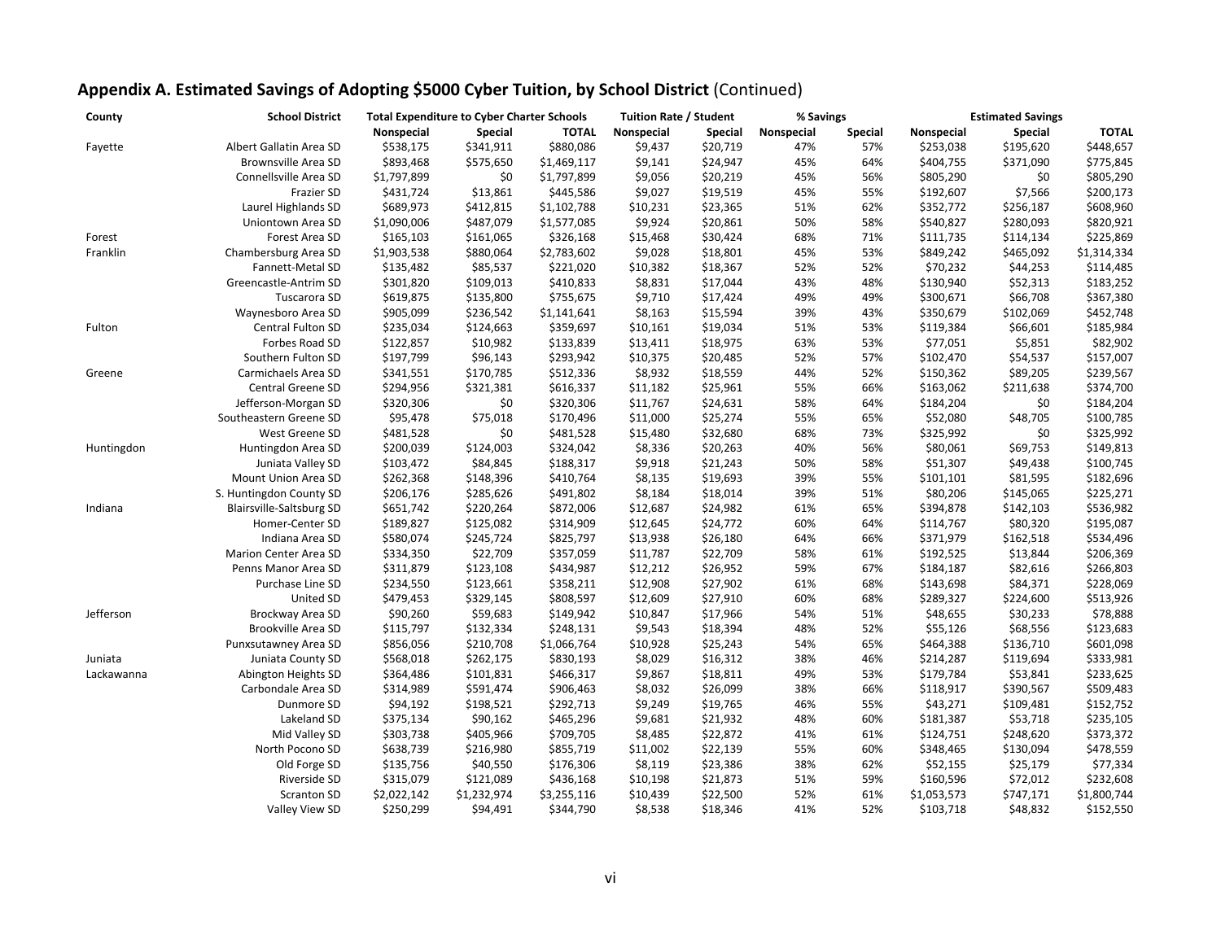## **Appendix A. Estimated Savings of Adopting $5000 Cyber Tuition, by School District** (Continued)

| County | School District | Total Expenditure to Cyber Charter Schools | | | Tuition Rate / Student | | % Savings | | Estimated Savings | | |
|---|---|---|---|---|---|---|---|---|---|---|---|
| | | Nonspecial | Special | TOTAL | Nonspecial | Special | Nonspecial | Special | Nonspecial | Special | TOTAL |
| Fayette | Albert Gallatin Area SD | $538,175 | $341,911 | $880,086 | $9,437 | $20,719 | 47% | 57% | $253,038 | $195,620 | $448,657 |
| | Brownsville Area SD | $893,468 | $575,650 | $1,469,117 | $9,141 | $24,947 | 45% | 64% | $404,755 | $371,090 | $775,845 |
| | Connellsville Area SD | $1,797,899 | $0 | $1,797,899 | $9,056 | $20,219 | 45% | 56% | $805,290 | $0 | $805,290 |
| | Frazier SD | $431,724 | $13,861 | $445,586 | $9,027 | $19,519 | 45% | 55% | $192,607 | $7,566 | $200,173 |
| | Laurel Highlands SD | $689,973 | $412,815 | $1,102,788 | $10,231 | $23,365 | 51% | 62% | $352,772 | $256,187 | $608,960 |
| | Uniontown Area SD | $1,090,006 | $487,079 | $1,577,085 | $9,924 | $20,861 | 50% | 58% | $540,827 | $280,093 | $820,921 |
| Forest | Forest Area SD | $165,103 | $161,065 | $326,168 | $15,468 | $30,424 | 68% | 71% | $111,735 | $114,134 | $225,869 |
| Franklin | Chambersburg Area SD | $1,903,538 | $880,064 | $2,783,602 | $9,028 | $18,801 | 45% | 53% | $849,242 | $465,092 | $1,314,334 |
| | Fannett-Metal SD | $135,482 | $85,537 | $221,020 | $10,382 | $18,367 | 52% | 52% | $70,232 | $44,253 | $114,485 |
| | Greencastle-Antrim SD | $301,820 | $109,013 | $410,833 | $8,831 | $17,044 | 43% | 48% | $130,940 | $52,313 | $183,252 |
| | Tuscarora SD | $619,875 | $135,800 | $755,675 | $9,710 | $17,424 | 49% | 49% | $300,671 | $66,708 | $367,380 |
| | Waynesboro Area SD | $905,099 | $236,542 | $1,141,641 | $8,163 | $15,594 | 39% | 43% | $350,679 | $102,069 | $452,748 |
| Fulton | Central Fulton SD | $235,034 | $124,663 | $359,697 | $10,161 | $19,034 | 51% | 53% | $119,384 | $66,601 | $185,984 |
| | Forbes Road SD | $122,857 | $10,982 | $133,839 | $13,411 | $18,975 | 63% | 53% | $77,051 | $5,851 | $82,902 |
| | Southern Fulton SD | $197,799 | $96,143 | $293,942 | $10,375 | $20,485 | 52% | 57% | $102,470 | $54,537 | $157,007 |
| Greene | Carmichaels Area SD | $341,551 | $170,785 | $512,336 | $8,932 | $18,559 | 44% | 52% | $150,362 | $89,205 | $239,567 |
| | Central Greene SD | $294,956 | $321,381 | $616,337 | $11,182 | $25,961 | 55% | 66% | $163,062 | $211,638 | $374,700 |
| | Jefferson-Morgan SD | $320,306 | $0 | $320,306 | $11,767 | $24,631 | 58% | 64% | $184,204 | $0 | $184,204 |
| | Southeastern Greene SD | $95,478 | $75,018 | $170,496 | $11,000 | $25,274 | 55% | 65% | $52,080 | $48,705 | $100,785 |
| | West Greene SD | $481,528 | $0 | $481,528 | $15,480 | $32,680 | 68% | 73% | $325,992 | $0 | $325,992 |
| Huntingdon | Huntingdon Area SD | $200,039 | $124,003 | $324,042 | $8,336 | $20,263 | 40% | 56% | $80,061 | $69,753 | $149,813 |
| | Juniata Valley SD | $103,472 | $84,845 | $188,317 | $9,918 | $21,243 | 50% | 58% | $51,307 | $49,438 | $100,745 |
| | Mount Union Area SD | $262,368 | $148,396 | $410,764 | $8,135 | $19,693 | 39% | 55% | $101,101 | $81,595 | $182,696 |
| | S. Huntingdon County SD | $206,176 | $285,626 | $491,802 | $8,184 | $18,014 | 39% | 51% | $80,206 | $145,065 | $225,271 |
| Indiana | Blairsville-Saltsburg SD | $651,742 | $220,264 | $872,006 | $12,687 | $24,982 | 61% | 65% | $394,878 | $142,103 | $536,982 |
| | Homer-Center SD | $189,827 | $125,082 | $314,909 | $12,645 | $24,772 | 60% | 64% | $114,767 | $80,320 | $195,087 |
| | Indiana Area SD | $580,074 | $245,724 | $825,797 | $13,938 | $26,180 | 64% | 66% | $371,979 | $162,518 | $534,496 |
| | Marion Center Area SD | $334,350 | $22,709 | $357,059 | $11,787 | $22,709 | 58% | 61% | $192,525 | $13,844 | $206,369 |
| | Penns Manor Area SD | $311,879 | $123,108 | $434,987 | $12,212 | $26,952 | 59% | 67% | $184,187 | $82,616 | $266,803 |
| | Purchase Line SD | $234,550 | $123,661 | $358,211 | $12,908 | $27,902 | 61% | 68% | $143,698 | $84,371 | $228,069 |
| | United SD | $479,453 | $329,145 | $808,597 | $12,609 | $27,910 | 60% | 68% | $289,327 | $224,600 | $513,926 |
| Jefferson | Brockway Area SD | $90,260 | $59,683 | $149,942 | $10,847 | $17,966 | 54% | 51% | $48,655 | $30,233 | $78,888 |
| | Brookville Area SD | $115,797 | $132,334 | $248,131 | $9,543 | $18,394 | 48% | 52% | $55,126 | $68,556 | $123,683 |
| | Punxsutawney Area SD | $856,056 | $210,708 | $1,066,764 | $10,928 | $25,243 | 54% | 65% | $464,388 | $136,710 | $601,098 |
| Juniata | Juniata County SD | $568,018 | $262,175 | $830,193 | $8,029 | $16,312 | 38% | 46% | $214,287 | $119,694 | $333,981 |
| Lackawanna | Abington Heights SD | $364,486 | $101,831 | $466,317 | $9,867 | $18,811 | 49% | 53% | $179,784 | $53,841 | $233,625 |
| | Carbondale Area SD | $314,989 | $591,474 | $906,463 | $8,032 | $26,099 | 38% | 66% | $118,917 | $390,567 | $509,483 |
| | Dunmore SD | $94,192 | $198,521 | $292,713 | $9,249 | $19,765 | 46% | 55% | $43,271 | $109,481 | $152,752 |
| | Lakeland SD | $375,134 | $90,162 | $465,296 | $9,681 | $21,932 | 48% | 60% | $181,387 | $53,718 | $235,105 |
| | Mid Valley SD | $303,738 | $405,966 | $709,705 | $8,485 | $22,872 | 41% | 61% | $124,751 | $248,620 | $373,372 |
| | North Pocono SD | $638,739 | $216,980 | $855,719 | $11,002 | $22,139 | 55% | 60% | $348,465 | $130,094 | $478,559 |
| | Old Forge SD | $135,756 | $40,550 | $176,306 | $8,119 | $23,386 | 38% | 62% | $52,155 | $25,179 | $77,334 |
| | Riverside SD | $315,079 | $121,089 | $436,168 | $10,198 | $21,873 | 51% | 59% | $160,596 | $72,012 | $232,608 |
| | Scranton SD | $2,022,142 | $1,232,974 | $3,255,116 | $10,439 | $22,500 | 52% | 61% | $1,053,573 | $747,171 | $1,800,744 |
| | Valley View SD | $250,299 | $94,491 | $344,790 | $8,538 | $18,346 | 41% | 52% | $103,718 | $48,832 | $152,550 |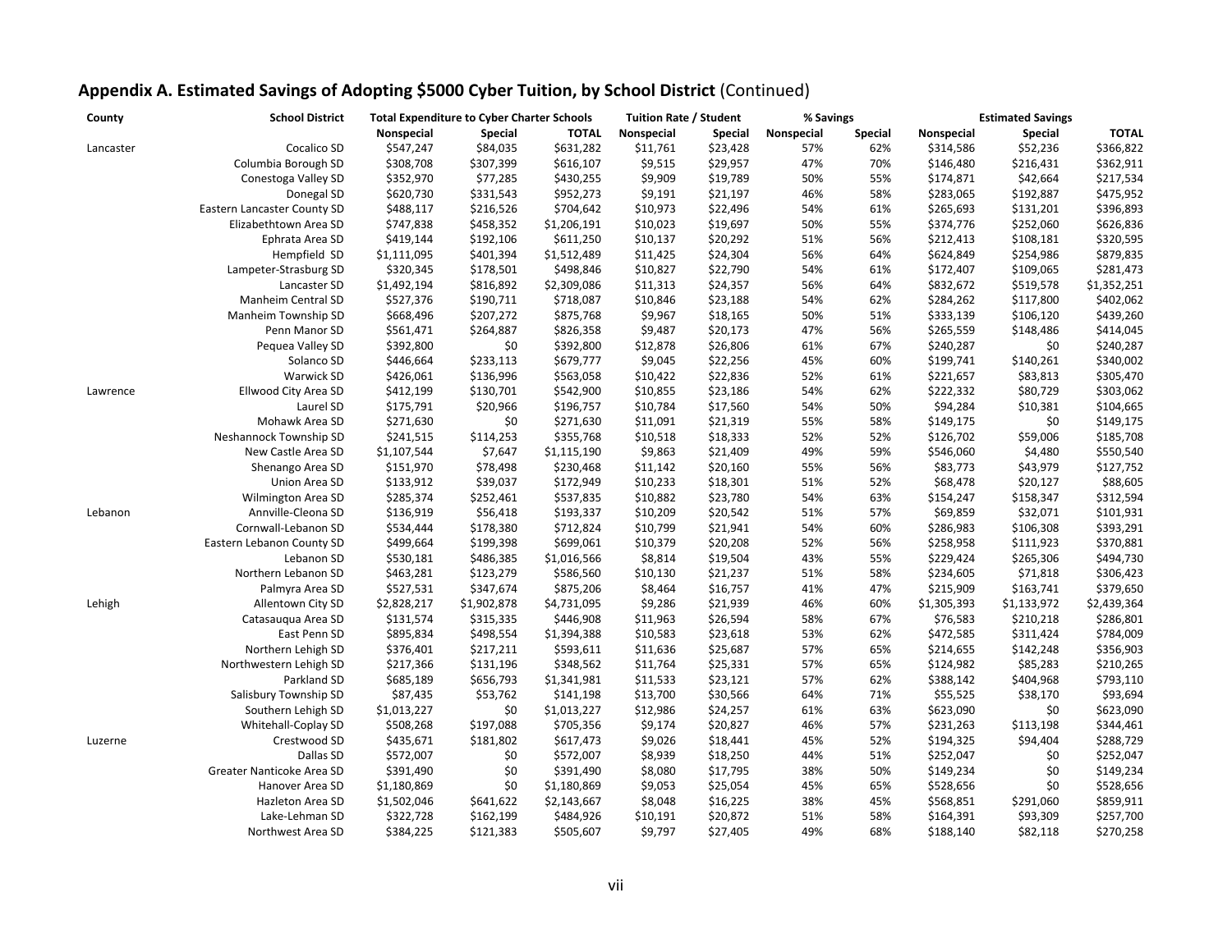## Appendix A. Estimated Savings of Adopting $5000 Cyber Tuition, by School District (Continued)

| County | School District | Total Expenditure to Cyber Charter Schools | | | Tuition Rate / Student | | % Savings | | Estimated Savings | | |
|---|---|---|---|---|---|---|---|---|---|---|---|
| | | Nonspecial | Special | TOTAL | Nonspecial | Special | Nonspecial | Special | Nonspecial | Special | TOTAL |
| Lancaster | Cocalico SD | $547,247 | $84,035 | $631,282 | $11,761 | $23,428 | 57% | 62% | $314,586 | $52,236 | $366,822 |
| | Columbia Borough SD | $308,708 | $307,399 | $616,107 | $9,515 | $29,957 | 47% | 70% | $146,480 | $216,431 | $362,911 |
| | Conestoga Valley SD | $352,970 | $77,285 | $430,255 | $9,909 | $19,789 | 50% | 55% | $174,871 | $42,664 | $217,534 |
| | Donegal SD | $620,730 | $331,543 | $952,273 | $9,191 | $21,197 | 46% | 58% | $283,065 | $192,887 | $475,952 |
| | Eastern Lancaster County SD | $488,117 | $216,526 | $704,642 | $10,973 | $22,496 | 54% | 61% | $265,693 | $131,201 | $396,893 |
| | Elizabethtown Area SD | $747,838 | $458,352 | $1,206,191 | $10,023 | $19,697 | 50% | 55% | $374,776 | $252,060 | $626,836 |
| | Ephrata Area SD | $419,144 | $192,106 | $611,250 | $10,137 | $20,292 | 51% | 56% | $212,413 | $108,181 | $320,595 |
| | Hempfield SD | $1,111,095 | $401,394 | $1,512,489 | $11,425 | $24,304 | 56% | 64% | $624,849 | $254,986 | $879,835 |
| | Lampeter-Strasburg SD | $320,345 | $178,501 | $498,846 | $10,827 | $22,790 | 54% | 61% | $172,407 | $109,065 | $281,473 |
| | Lancaster SD | $1,492,194 | $816,892 | $2,309,086 | $11,313 | $24,357 | 56% | 64% | $832,672 | $519,578 | $1,352,251 |
| | Manheim Central SD | $527,376 | $190,711 | $718,087 | $10,846 | $23,188 | 54% | 62% | $284,262 | $117,800 | $402,062 |
| | Manheim Township SD | $668,496 | $207,272 | $875,768 | $9,967 | $18,165 | 50% | 51% | $333,139 | $106,120 | $439,260 |
| | Penn Manor SD | $561,471 | $264,887 | $826,358 | $9,487 | $20,173 | 47% | 56% | $265,559 | $148,486 | $414,045 |
| | Pequea Valley SD | $392,800 | $0 | $392,800 | $12,878 | $26,806 | 61% | 67% | $240,287 | $0 | $240,287 |
| | Solanco SD | $446,664 | $233,113 | $679,777 | $9,045 | $22,256 | 45% | 60% | $199,741 | $140,261 | $340,002 |
| | Warwick SD | $426,061 | $136,996 | $563,058 | $10,422 | $22,836 | 52% | 61% | $221,657 | $83,813 | $305,470 |
| Lawrence | Ellwood City Area SD | $412,199 | $130,701 | $542,900 | $10,855 | $23,186 | 54% | 62% | $222,332 | $80,729 | $303,062 |
| | Laurel SD | $175,791 | $20,966 | $196,757 | $10,784 | $17,560 | 54% | 50% | $94,284 | $10,381 | $104,665 |
| | Mohawk Area SD | $271,630 | $0 | $271,630 | $11,091 | $21,319 | 55% | 58% | $149,175 | $0 | $149,175 |
| | Neshannock Township SD | $241,515 | $114,253 | $355,768 | $10,518 | $18,333 | 52% | 52% | $126,702 | $59,006 | $185,708 |
| | New Castle Area SD | $1,107,544 | $7,647 | $1,115,190 | $9,863 | $21,409 | 49% | 59% | $546,060 | $4,480 | $550,540 |
| | Shenango Area SD | $151,970 | $78,498 | $230,468 | $11,142 | $20,160 | 55% | 56% | $83,773 | $43,979 | $127,752 |
| | Union Area SD | $133,912 | $39,037 | $172,949 | $10,233 | $18,301 | 51% | 52% | $68,478 | $20,127 | $88,605 |
| | Wilmington Area SD | $285,374 | $252,461 | $537,835 | $10,882 | $23,780 | 54% | 63% | $154,247 | $158,347 | $312,594 |
| Lebanon | Annville-Cleona SD | $136,919 | $56,418 | $193,337 | $10,209 | $20,542 | 51% | 57% | $69,859 | $32,071 | $101,931 |
| | Cornwall-Lebanon SD | $534,444 | $178,380 | $712,824 | $10,799 | $21,941 | 54% | 60% | $286,983 | $106,308 | $393,291 |
| | Eastern Lebanon County SD | $499,664 | $199,398 | $699,061 | $10,379 | $20,208 | 52% | 56% | $258,958 | $111,923 | $370,881 |
| | Lebanon SD | $530,181 | $486,385 | $1,016,566 | $8,814 | $19,504 | 43% | 55% | $229,424 | $265,306 | $494,730 |
| | Northern Lebanon SD | $463,281 | $123,279 | $586,560 | $10,130 | $21,237 | 51% | 58% | $234,605 | $71,818 | $306,423 |
| | Palmyra Area SD | $527,531 | $347,674 | $875,206 | $8,464 | $16,757 | 41% | 47% | $215,909 | $163,741 | $379,650 |
| Lehigh | Allentown City SD | $2,828,217 | $1,902,878 | $4,731,095 | $9,286 | $21,939 | 46% | 60% | $1,305,393 | $1,133,972 | $2,439,364 |
| | Catasauqua Area SD | $131,574 | $315,335 | $446,908 | $11,963 | $26,594 | 58% | 67% | $76,583 | $210,218 | $286,801 |
| | East Penn SD | $895,834 | $498,554 | $1,394,388 | $10,583 | $23,618 | 53% | 62% | $472,585 | $311,424 | $784,009 |
| | Northern Lehigh SD | $376,401 | $217,211 | $593,611 | $11,636 | $25,687 | 57% | 65% | $214,655 | $142,248 | $356,903 |
| | Northwestern Lehigh SD | $217,366 | $131,196 | $348,562 | $11,764 | $25,331 | 57% | 65% | $124,982 | $85,283 | $210,265 |
| | Parkland SD | $685,189 | $656,793 | $1,341,981 | $11,533 | $23,121 | 57% | 62% | $388,142 | $404,968 | $793,110 |
| | Salisbury Township SD | $87,435 | $53,762 | $141,198 | $13,700 | $30,566 | 64% | 71% | $55,525 | $38,170 | $93,694 |
| | Southern Lehigh SD | $1,013,227 | $0 | $1,013,227 | $12,986 | $24,257 | 61% | 63% | $623,090 | $0 | $623,090 |
| | Whitehall-Coplay SD | $508,268 | $197,088 | $705,356 | $9,174 | $20,827 | 46% | 57% | $231,263 | $113,198 | $344,461 |
| Luzerne | Crestwood SD | $435,671 | $181,802 | $617,473 | $9,026 | $18,441 | 45% | 52% | $194,325 | $94,404 | $288,729 |
| | Dallas SD | $572,007 | $0 | $572,007 | $8,939 | $18,250 | 44% | 51% | $252,047 | $0 | $252,047 |
| | Greater Nanticoke Area SD | $391,490 | $0 | $391,490 | $8,080 | $17,795 | 38% | 50% | $149,234 | $0 | $149,234 |
| | Hanover Area SD | $1,180,869 | $0 | $1,180,869 | $9,053 | $25,054 | 45% | 65% | $528,656 | $0 | $528,656 |
| | Hazleton Area SD | $1,502,046 | $641,622 | $2,143,667 | $8,048 | $16,225 | 38% | 45% | $568,851 | $291,060 | $859,911 |
| | Lake-Lehman SD | $322,728 | $162,199 | $484,926 | $10,191 | $20,872 | 51% | 58% | $164,391 | $93,309 | $257,700 |
| | Northwest Area SD | $384,225 | $121,383 | $505,607 | $9,797 | $27,405 | 49% | 68% | $188,140 | $82,118 | $270,258 |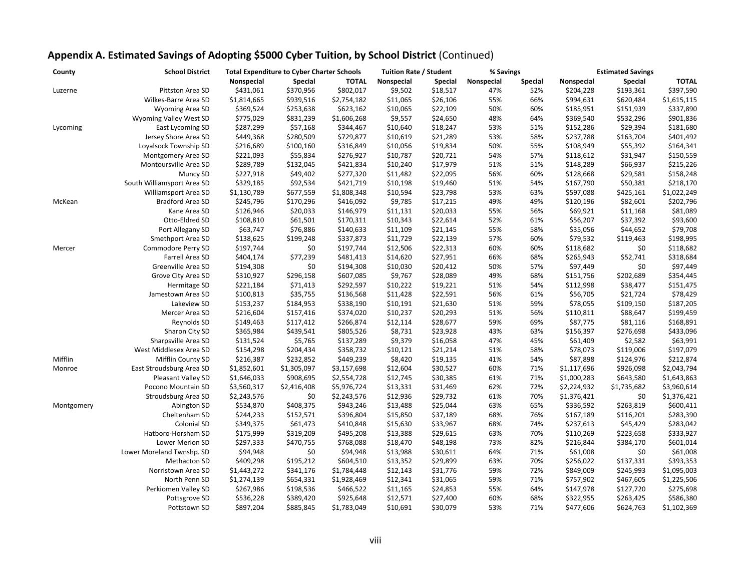## **Appendix A. Estimated Savings of Adopting $5000 Cyber Tuition, by School District** (Continued)

| County | School District | Total Expenditure to Cyber Charter Schools | | | Tuition Rate / Student | | % Savings | | Estimated Savings | | |
|---|---|---|---|---|---|---|---|---|---|---|---|
| | | Nonspecial | Special | TOTAL | Nonspecial | Special | Nonspecial | Special | Nonspecial | Special | TOTAL |
| Luzerne | Pittston Area SD | $431,061 | $370,956 | $802,017 | $9,502 | $18,517 | 47% | 52% | $204,228 | $193,361 | $397,590 |
| | Wilkes-Barre Area SD | $1,814,665 | $939,516 | $2,754,182 | $11,065 | $26,106 | 55% | 66% | $994,631 | $620,484 | $1,615,115 |
| | Wyoming Area SD | $369,524 | $253,638 | $623,162 | $10,065 | $22,109 | 50% | 60% | $185,951 | $151,939 | $337,890 |
| | Wyoming Valley West SD | $775,029 | $831,239 | $1,606,268 | $9,557 | $24,650 | 48% | 64% | $369,540 | $532,296 | $901,836 |
| Lycoming | East Lycoming SD | $287,299 | $57,168 | $344,467 | $10,640 | $18,247 | 53% | 51% | $152,286 | $29,394 | $181,680 |
| | Jersey Shore Area SD | $449,368 | $280,509 | $729,877 | $10,619 | $21,289 | 53% | 58% | $237,788 | $163,704 | $401,492 |
| | Loyalsock Township SD | $216,689 | $100,160 | $316,849 | $10,056 | $19,834 | 50% | 55% | $108,949 | $55,392 | $164,341 |
| | Montgomery Area SD | $221,093 | $55,834 | $276,927 | $10,787 | $20,721 | 54% | 57% | $118,612 | $31,947 | $150,559 |
| | Montoursville Area SD | $289,789 | $132,045 | $421,834 | $10,240 | $17,979 | 51% | 51% | $148,289 | $66,937 | $215,226 |
| | Muncy SD | $227,918 | $49,402 | $277,320 | $11,482 | $22,095 | 56% | 60% | $128,668 | $29,581 | $158,248 |
| | South Williamsport Area SD | $329,185 | $92,534 | $421,719 | $10,198 | $19,460 | 51% | 54% | $167,790 | $50,381 | $218,170 |
| | Williamsport Area SD | $1,130,789 | $677,559 | $1,808,348 | $10,594 | $23,798 | 53% | 63% | $597,088 | $425,161 | $1,022,249 |
| McKean | Bradford Area SD | $245,796 | $170,296 | $416,092 | $9,785 | $17,215 | 49% | 49% | $120,196 | $82,601 | $202,796 |
| | Kane Area SD | $126,946 | $20,033 | $146,979 | $11,131 | $20,033 | 55% | 56% | $69,921 | $11,168 | $81,089 |
| | Otto-Eldred SD | $108,810 | $61,501 | $170,311 | $10,343 | $22,614 | 52% | 61% | $56,207 | $37,392 | $93,600 |
| | Port Allegany SD | $63,747 | $76,886 | $140,633 | $11,109 | $21,145 | 55% | 58% | $35,056 | $44,652 | $79,708 |
| | Smethport Area SD | $138,625 | $199,248 | $337,873 | $11,729 | $22,139 | 57% | 60% | $79,532 | $119,463 | $198,995 |
| Mercer | Commodore Perry SD | $197,744 | $0 | $197,744 | $12,506 | $22,313 | 60% | 60% | $118,682 | $0 | $118,682 |
| | Farrell Area SD | $404,174 | $77,239 | $481,413 | $14,620 | $27,951 | 66% | 68% | $265,943 | $52,741 | $318,684 |
| | Greenville Area SD | $194,308 | $0 | $194,308 | $10,030 | $20,412 | 50% | 57% | $97,449 | $0 | $97,449 |
| | Grove City Area SD | $310,927 | $296,158 | $607,085 | $9,767 | $28,089 | 49% | 68% | $151,756 | $202,689 | $354,445 |
| | Hermitage SD | $221,184 | $71,413 | $292,597 | $10,222 | $19,221 | 51% | 54% | $112,998 | $38,477 | $151,475 |
| | Jamestown Area SD | $100,813 | $35,755 | $136,568 | $11,428 | $22,591 | 56% | 61% | $56,705 | $21,724 | $78,429 |
| | Lakeview SD | $153,237 | $184,953 | $338,190 | $10,191 | $21,630 | 51% | 59% | $78,055 | $109,150 | $187,205 |
| | Mercer Area SD | $216,604 | $157,416 | $374,020 | $10,237 | $20,293 | 51% | 56% | $110,811 | $88,647 | $199,459 |
| | Reynolds SD | $149,463 | $117,412 | $266,874 | $12,114 | $28,677 | 59% | 69% | $87,775 | $81,116 | $168,891 |
| | Sharon City SD | $365,984 | $439,541 | $805,526 | $8,731 | $23,928 | 43% | 63% | $156,397 | $276,698 | $433,096 |
| | Sharpsville Area SD | $131,524 | $5,765 | $137,289 | $9,379 | $16,058 | 47% | 45% | $61,409 | $2,582 | $63,991 |
| | West Middlesex Area SD | $154,298 | $204,434 | $358,732 | $10,121 | $21,214 | 51% | 58% | $78,073 | $119,006 | $197,079 |
| Mifflin | Mifflin County SD | $216,387 | $232,852 | $449,239 | $8,420 | $19,135 | 41% | 54% | $87,898 | $124,976 | $212,874 |
| Monroe | East Stroudsburg Area SD | $1,852,601 | $1,305,097 | $3,157,698 | $12,604 | $30,527 | 60% | 71% | $1,117,696 | $926,098 | $2,043,794 |
| | Pleasant Valley SD | $1,646,033 | $908,695 | $2,554,728 | $12,745 | $30,385 | 61% | 71% | $1,000,283 | $643,580 | $1,643,863 |
| | Pocono Mountain SD | $3,560,317 | $2,416,408 | $5,976,724 | $13,331 | $31,469 | 62% | 72% | $2,224,932 | $1,735,682 | $3,960,614 |
| | Stroudsburg Area SD | $2,243,576 | $0 | $2,243,576 | $12,936 | $29,732 | 61% | 70% | $1,376,421 | $0 | $1,376,421 |
| Montgomery | Abington SD | $534,870 | $408,375 | $943,246 | $13,488 | $25,044 | 63% | 65% | $336,592 | $263,819 | $600,411 |
| | Cheltenham SD | $244,233 | $152,571 | $396,804 | $15,850 | $37,189 | 68% | 76% | $167,189 | $116,201 | $283,390 |
| | Colonial SD | $349,375 | $61,473 | $410,848 | $15,630 | $33,967 | 68% | 74% | $237,613 | $45,429 | $283,042 |
| | Hatboro-Horsham SD | $175,999 | $319,209 | $495,208 | $13,388 | $29,615 | 63% | 70% | $110,269 | $223,658 | $333,927 |
| | Lower Merion SD | $297,333 | $470,755 | $768,088 | $18,470 | $48,198 | 73% | 82% | $216,844 | $384,170 | $601,014 |
| | Lower Moreland Twnshp. SD | $94,948 | $0 | $94,948 | $13,988 | $30,611 | 64% | 71% | $61,008 | $0 | $61,008 |
| | Methacton SD | $409,298 | $195,212 | $604,510 | $13,352 | $29,899 | 63% | 70% | $256,022 | $137,331 | $393,353 |
| | Norristown Area SD | $1,443,272 | $341,176 | $1,784,448 | $12,143 | $31,776 | 59% | 72% | $849,009 | $245,993 | $1,095,003 |
| | North Penn SD | $1,274,139 | $654,331 | $1,928,469 | $12,341 | $31,065 | 59% | 71% | $757,902 | $467,605 | $1,225,506 |
| | Perkiomen Valley SD | $267,986 | $198,536 | $466,522 | $11,165 | $24,853 | 55% | 64% | $147,978 | $127,720 | $275,698 |
| | Pottsgrove SD | $536,228 | $389,420 | $925,648 | $12,571 | $27,400 | 60% | 68% | $322,955 | $263,425 | $586,380 |
| | Pottstown SD | $897,204 | $885,845 | $1,783,049 | $10,691 | $30,079 | 53% | 71% | $477,606 | $624,763 | $1,102,369 |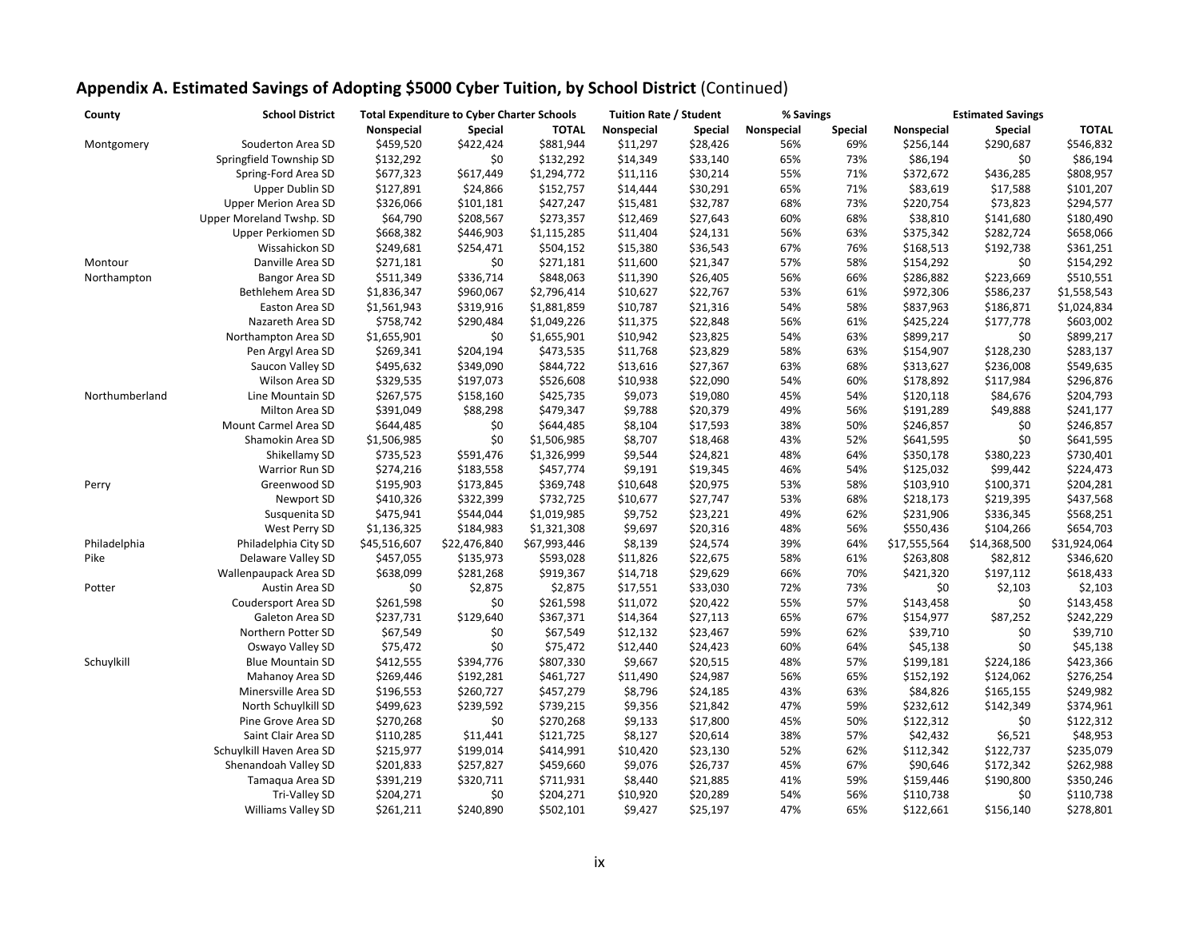## **Appendix A. Estimated Savings of Adopting $5000 Cyber Tuition, by School District** (Continued)

| County | School District | Total Expenditure to Cyber Charter Schools | | | Tuition Rate / Student | | % Savings | | Estimated Savings | | |
|---|---|---|---|---|---|---|---|---|---|---|---|
| | | Nonspecial | Special | TOTAL | Nonspecial | Special | Nonspecial | Special | Nonspecial | Special | TOTAL |
| Montgomery | Souderton Area SD | $459,520 | $422,424 | $881,944 | $11,297 | $28,426 | 56% | 69% | $256,144 | $290,687 | $546,832 |
| | Springfield Township SD | $132,292 | $0 | $132,292 | $14,349 | $33,140 | 65% | 73% | $86,194 | $0 | $86,194 |
| | Spring-Ford Area SD | $677,323 | $617,449 | $1,294,772 | $11,116 | $30,214 | 55% | 71% | $372,672 | $436,285 | $808,957 |
| | Upper Dublin SD | $127,891 | $24,866 | $152,757 | $14,444 | $30,291 | 65% | 71% | $83,619 | $17,588 | $101,207 |
| | Upper Merion Area SD | $326,066 | $101,181 | $427,247 | $15,481 | $32,787 | 68% | 73% | $220,754 | $73,823 | $294,577 |
| | Upper Moreland Twshp. SD | $64,790 | $208,567 | $273,357 | $12,469 | $27,643 | 60% | 68% | $38,810 | $141,680 | $180,490 |
| | Upper Perkiomen SD | $668,382 | $446,903 | $1,115,285 | $11,404 | $24,131 | 56% | 63% | $375,342 | $282,724 | $658,066 |
| | Wissahickon SD | $249,681 | $254,471 | $504,152 | $15,380 | $36,543 | 67% | 76% | $168,513 | $192,738 | $361,251 |
| Montour | Danville Area SD | $271,181 | $0 | $271,181 | $11,600 | $21,347 | 57% | 58% | $154,292 | $0 | $154,292 |
| Northampton | Bangor Area SD | $511,349 | $336,714 | $848,063 | $11,390 | $26,405 | 56% | 66% | $286,882 | $223,669 | $510,551 |
| | Bethlehem Area SD | $1,836,347 | $960,067 | $2,796,414 | $10,627 | $22,767 | 53% | 61% | $972,306 | $586,237 | $1,558,543 |
| | Easton Area SD | $1,561,943 | $319,916 | $1,881,859 | $10,787 | $21,316 | 54% | 58% | $837,963 | $186,871 | $1,024,834 |
| | Nazareth Area SD | $758,742 | $290,484 | $1,049,226 | $11,375 | $22,848 | 56% | 61% | $425,224 | $177,778 | $603,002 |
| | Northampton Area SD | $1,655,901 | $0 | $1,655,901 | $10,942 | $23,825 | 54% | 63% | $899,217 | $0 | $899,217 |
| | Pen Argyl Area SD | $269,341 | $204,194 | $473,535 | $11,768 | $23,829 | 58% | 63% | $154,907 | $128,230 | $283,137 |
| | Saucon Valley SD | $495,632 | $349,090 | $844,722 | $13,616 | $27,367 | 63% | 68% | $313,627 | $236,008 | $549,635 |
| | Wilson Area SD | $329,535 | $197,073 | $526,608 | $10,938 | $22,090 | 54% | 60% | $178,892 | $117,984 | $296,876 |
| Northumberland | Line Mountain SD | $267,575 | $158,160 | $425,735 | $9,073 | $19,080 | 45% | 54% | $120,118 | $84,676 | $204,793 |
| | Milton Area SD | $391,049 | $88,298 | $479,347 | $9,788 | $20,379 | 49% | 56% | $191,289 | $49,888 | $241,177 |
| | Mount Carmel Area SD | $644,485 | $0 | $644,485 | $8,104 | $17,593 | 38% | 50% | $246,857 | $0 | $246,857 |
| | Shamokin Area SD | $1,506,985 | $0 | $1,506,985 | $8,707 | $18,468 | 43% | 52% | $641,595 | $0 | $641,595 |
| | Shikellamy SD | $735,523 | $591,476 | $1,326,999 | $9,544 | $24,821 | 48% | 64% | $350,178 | $380,223 | $730,401 |
| | Warrior Run SD | $274,216 | $183,558 | $457,774 | $9,191 | $19,345 | 46% | 54% | $125,032 | $99,442 | $224,473 |
| Perry | Greenwood SD | $195,903 | $173,845 | $369,748 | $10,648 | $20,975 | 53% | 58% | $103,910 | $100,371 | $204,281 |
| | Newport SD | $410,326 | $322,399 | $732,725 | $10,677 | $27,747 | 53% | 68% | $218,173 | $219,395 | $437,568 |
| | Susquenita SD | $475,941 | $544,044 | $1,019,985 | $9,752 | $23,221 | 49% | 62% | $231,906 | $336,345 | $568,251 |
| | West Perry SD | $1,136,325 | $184,983 | $1,321,308 | $9,697 | $20,316 | 48% | 56% | $550,436 | $104,266 | $654,703 |
| Philadelphia | Philadelphia City SD | $45,516,607 | $22,476,840 | $67,993,446 | $8,139 | $24,574 | 39% | 64% | $17,555,564 | $14,368,500 | $31,924,064 |
| Pike | Delaware Valley SD | $457,055 | $135,973 | $593,028 | $11,826 | $22,675 | 58% | 61% | $263,808 | $82,812 | $346,620 |
| | Wallenpaupack Area SD | $638,099 | $281,268 | $919,367 | $14,718 | $29,629 | 66% | 70% | $421,320 | $197,112 | $618,433 |
| Potter | Austin Area SD | $0 | $2,875 | $2,875 | $17,551 | $33,030 | 72% | 73% | $0 | $2,103 | $2,103 |
| | Coudersport Area SD | $261,598 | $0 | $261,598 | $11,072 | $20,422 | 55% | 57% | $143,458 | $0 | $143,458 |
| | Galeton Area SD | $237,731 | $129,640 | $367,371 | $14,364 | $27,113 | 65% | 67% | $154,977 | $87,252 | $242,229 |
| | Northern Potter SD | $67,549 | $0 | $67,549 | $12,132 | $23,467 | 59% | 62% | $39,710 | $0 | $39,710 |
| | Oswayo Valley SD | $75,472 | $0 | $75,472 | $12,440 | $24,423 | 60% | 64% | $45,138 | $0 | $45,138 |
| Schuylkill | Blue Mountain SD | $412,555 | $394,776 | $807,330 | $9,667 | $20,515 | 48% | 57% | $199,181 | $224,186 | $423,366 |
| | Mahanoy Area SD | $269,446 | $192,281 | $461,727 | $11,490 | $24,987 | 56% | 65% | $152,192 | $124,062 | $276,254 |
| | Minersville Area SD | $196,553 | $260,727 | $457,279 | $8,796 | $24,185 | 43% | 63% | $84,826 | $165,155 | $249,982 |
| | North Schuylkill SD | $499,623 | $239,592 | $739,215 | $9,356 | $21,842 | 47% | 59% | $232,612 | $142,349 | $374,961 |
| | Pine Grove Area SD | $270,268 | $0 | $270,268 | $9,133 | $17,800 | 45% | 50% | $122,312 | $0 | $122,312 |
| | Saint Clair Area SD | $110,285 | $11,441 | $121,725 | $8,127 | $20,614 | 38% | 57% | $42,432 | $6,521 | $48,953 |
| | Schuylkill Haven Area SD | $215,977 | $199,014 | $414,991 | $10,420 | $23,130 | 52% | 62% | $112,342 | $122,737 | $235,079 |
| | Shenandoah Valley SD | $201,833 | $257,827 | $459,660 | $9,076 | $26,737 | 45% | 67% | $90,646 | $172,342 | $262,988 |
| | Tamaqua Area SD | $391,219 | $320,711 | $711,931 | $8,440 | $21,885 | 41% | 59% | $159,446 | $190,800 | $350,246 |
| | Tri-Valley SD | $204,271 | $0 | $204,271 | $10,920 | $20,289 | 54% | 56% | $110,738 | $0 | $110,738 |
| | Williams Valley SD | $261,211 | $240,890 | $502,101 | $9,427 | $25,197 | 47% | 65% | $122,661 | $156,140 | $278,801 |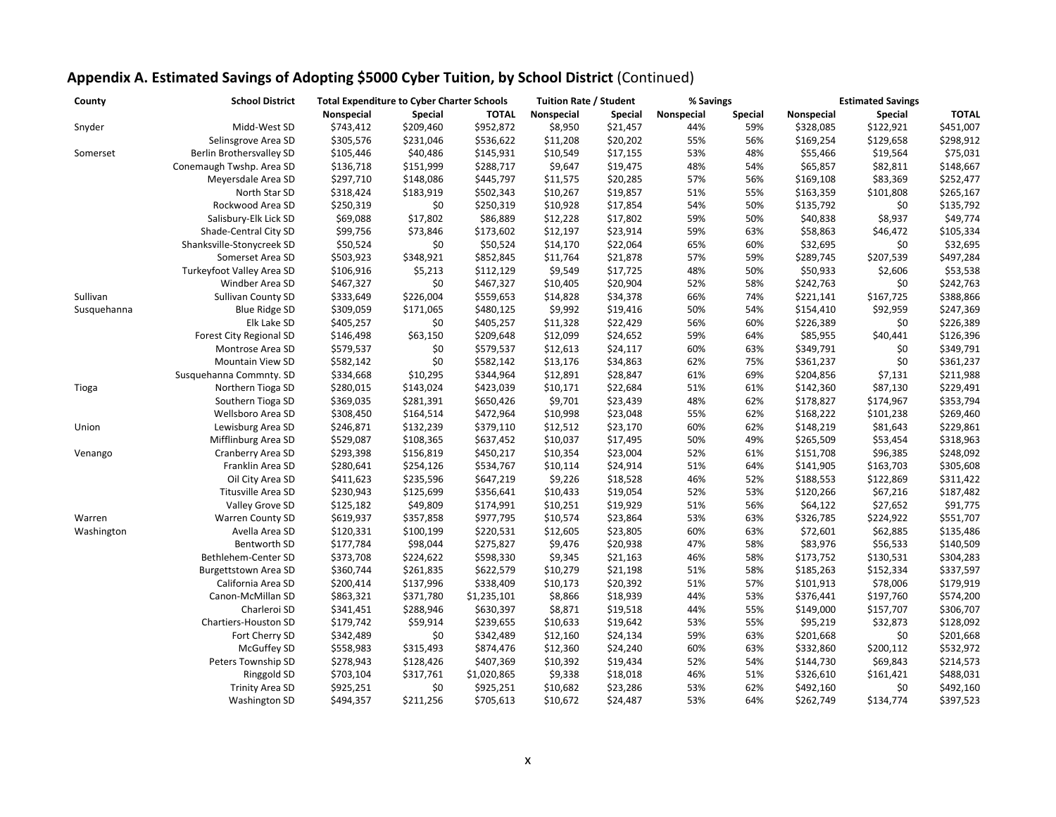## **Appendix A. Estimated Savings of Adopting $5000 Cyber Tuition, by School District** (Continued)

| County | School District | Total Expenditure to Cyber Charter Schools | | | Tuition Rate / Student | | % Savings | | Estimated Savings | | |
|---|---|---|---|---|---|---|---|---|---|---|---|
| | | Nonspecial | Special | TOTAL | Nonspecial | Special | Nonspecial | Special | Nonspecial | Special | TOTAL |
| Snyder | Midd-West SD | $743,412 | $209,460 | $952,872 | $8,950 | $21,457 | 44% | 59% | $328,085 | $122,921 | $451,007 |
| | Selinsgrove Area SD | $305,576 | $231,046 | $536,622 | $11,208 | $20,202 | 55% | 56% | $169,254 | $129,658 | $298,912 |
| Somerset | Berlin Brothersvalley SD | $105,446 | $40,486 | $145,931 | $10,549 | $17,155 | 53% | 48% | $55,466 | $19,564 | $75,031 |
| | Conemaugh Twshp. Area SD | $136,718 | $151,999 | $288,717 | $9,647 | $19,475 | 48% | 54% | $65,857 | $82,811 | $148,667 |
| | Meyersdale Area SD | $297,710 | $148,086 | $445,797 | $11,575 | $20,285 | 57% | 56% | $169,108 | $83,369 | $252,477 |
| | North Star SD | $318,424 | $183,919 | $502,343 | $10,267 | $19,857 | 51% | 55% | $163,359 | $101,808 | $265,167 |
| | Rockwood Area SD | $250,319 | $0 | $250,319 | $10,928 | $17,854 | 54% | 50% | $135,792 | $0 | $135,792 |
| | Salisbury-Elk Lick SD | $69,088 | $17,802 | $86,889 | $12,228 | $17,802 | 59% | 50% | $40,838 | $8,937 | $49,774 |
| | Shade-Central City SD | $99,756 | $73,846 | $173,602 | $12,197 | $23,914 | 59% | 63% | $58,863 | $46,472 | $105,334 |
| | Shanksville-Stonycreek SD | $50,524 | $0 | $50,524 | $14,170 | $22,064 | 65% | 60% | $32,695 | $0 | $32,695 |
| | Somerset Area SD | $503,923 | $348,921 | $852,845 | $11,764 | $21,878 | 57% | 59% | $289,745 | $207,539 | $497,284 |
| | Turkeyfoot Valley Area SD | $106,916 | $5,213 | $112,129 | $9,549 | $17,725 | 48% | 50% | $50,933 | $2,606 | $53,538 |
| | Windber Area SD | $467,327 | $0 | $467,327 | $10,405 | $20,904 | 52% | 58% | $242,763 | $0 | $242,763 |
| Sullivan | Sullivan County SD | $333,649 | $226,004 | $559,653 | $14,828 | $34,378 | 66% | 74% | $221,141 | $167,725 | $388,866 |
| Susquehanna | Blue Ridge SD | $309,059 | $171,065 | $480,125 | $9,992 | $19,416 | 50% | 54% | $154,410 | $92,959 | $247,369 |
| | Elk Lake SD | $405,257 | $0 | $405,257 | $11,328 | $22,429 | 56% | 60% | $226,389 | $0 | $226,389 |
| | Forest City Regional SD | $146,498 | $63,150 | $209,648 | $12,099 | $24,652 | 59% | 64% | $85,955 | $40,441 | $126,396 |
| | Montrose Area SD | $579,537 | $0 | $579,537 | $12,613 | $24,117 | 60% | 63% | $349,791 | $0 | $349,791 |
| | Mountain View SD | $582,142 | $0 | $582,142 | $13,176 | $34,863 | 62% | 75% | $361,237 | $0 | $361,237 |
| | Susquehanna Commnty. SD | $334,668 | $10,295 | $344,964 | $12,891 | $28,847 | 61% | 69% | $204,856 | $7,131 | $211,988 |
| Tioga | Northern Tioga SD | $280,015 | $143,024 | $423,039 | $10,171 | $22,684 | 51% | 61% | $142,360 | $87,130 | $229,491 |
| | Southern Tioga SD | $369,035 | $281,391 | $650,426 | $9,701 | $23,439 | 48% | 62% | $178,827 | $174,967 | $353,794 |
| | Wellsboro Area SD | $308,450 | $164,514 | $472,964 | $10,998 | $23,048 | 55% | 62% | $168,222 | $101,238 | $269,460 |
| Union | Lewisburg Area SD | $246,871 | $132,239 | $379,110 | $12,512 | $23,170 | 60% | 62% | $148,219 | $81,643 | $229,861 |
| | Mifflinburg Area SD | $529,087 | $108,365 | $637,452 | $10,037 | $17,495 | 50% | 49% | $265,509 | $53,454 | $318,963 |
| Venango | Cranberry Area SD | $293,398 | $156,819 | $450,217 | $10,354 | $23,004 | 52% | 61% | $151,708 | $96,385 | $248,092 |
| | Franklin Area SD | $280,641 | $254,126 | $534,767 | $10,114 | $24,914 | 51% | 64% | $141,905 | $163,703 | $305,608 |
| | Oil City Area SD | $411,623 | $235,596 | $647,219 | $9,226 | $18,528 | 46% | 52% | $188,553 | $122,869 | $311,422 |
| | Titusville Area SD | $230,943 | $125,699 | $356,641 | $10,433 | $19,054 | 52% | 53% | $120,266 | $67,216 | $187,482 |
| | Valley Grove SD | $125,182 | $49,809 | $174,991 | $10,251 | $19,929 | 51% | 56% | $64,122 | $27,652 | $91,775 |
| Warren | Warren County SD | $619,937 | $357,858 | $977,795 | $10,574 | $23,864 | 53% | 63% | $326,785 | $224,922 | $551,707 |
| Washington | Avella Area SD | $120,331 | $100,199 | $220,531 | $12,605 | $23,805 | 60% | 63% | $72,601 | $62,885 | $135,486 |
| | Bentworth SD | $177,784 | $98,044 | $275,827 | $9,476 | $20,938 | 47% | 58% | $83,976 | $56,533 | $140,509 |
| | Bethlehem-Center SD | $373,708 | $224,622 | $598,330 | $9,345 | $21,163 | 46% | 58% | $173,752 | $130,531 | $304,283 |
| | Burgettstown Area SD | $360,744 | $261,835 | $622,579 | $10,279 | $21,198 | 51% | 58% | $185,263 | $152,334 | $337,597 |
| | California Area SD | $200,414 | $137,996 | $338,409 | $10,173 | $20,392 | 51% | 57% | $101,913 | $78,006 | $179,919 |
| | Canon-McMillan SD | $863,321 | $371,780 | $1,235,101 | $8,866 | $18,939 | 44% | 53% | $376,441 | $197,760 | $574,200 |
| | Charleroi SD | $341,451 | $288,946 | $630,397 | $8,871 | $19,518 | 44% | 55% | $149,000 | $157,707 | $306,707 |
| | Chartiers-Houston SD | $179,742 | $59,914 | $239,655 | $10,633 | $19,642 | 53% | 55% | $95,219 | $32,873 | $128,092 |
| | Fort Cherry SD | $342,489 | $0 | $342,489 | $12,160 | $24,134 | 59% | 63% | $201,668 | $0 | $201,668 |
| | McGuffey SD | $558,983 | $315,493 | $874,476 | $12,360 | $24,240 | 60% | 63% | $332,860 | $200,112 | $532,972 |
| | Peters Township SD | $278,943 | $128,426 | $407,369 | $10,392 | $19,434 | 52% | 54% | $144,730 | $69,843 | $214,573 |
| | Ringgold SD | $703,104 | $317,761 | $1,020,865 | $9,338 | $18,018 | 46% | 51% | $326,610 | $161,421 | $488,031 |
| | Trinity Area SD | $925,251 | $0 | $925,251 | $10,682 | $23,286 | 53% | 62% | $492,160 | $0 | $492,160 |
| | Washington SD | $494,357 | $211,256 | $705,613 | $10,672 | $24,487 | 53% | 64% | $262,749 | $134,774 | $397,523 |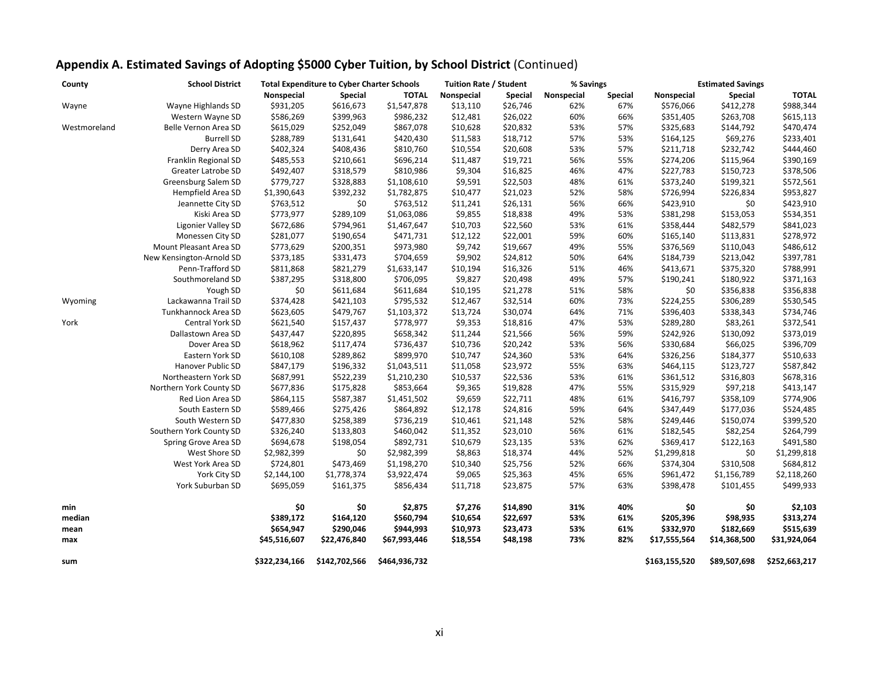## Appendix A. Estimated Savings of Adopting $5000 Cyber Tuition, by School District (Continued)

| County | School District | Total Expenditure to Cyber Charter Schools | | | Tuition Rate / Student | | % Savings | | Estimated Savings | | |
|---|---|---|---|---|---|---|---|---|---|---|---|
| | | Nonspecial | Special | TOTAL | Nonspecial | Special | Nonspecial | Special | Nonspecial | Special | TOTAL |
| Wayne | Wayne Highlands SD | $931,205 | $616,673 | $1,547,878 | $13,110 | $26,746 | 62% | 67% | $576,066 | $412,278 | $988,344 |
| | Western Wayne SD | $586,269 | $399,963 | $986,232 | $12,481 | $26,022 | 60% | 66% | $351,405 | $263,708 | $615,113 |
| Westmoreland | Belle Vernon Area SD | $615,029 | $252,049 | $867,078 | $10,628 | $20,832 | 53% | 57% | $325,683 | $144,792 | $470,474 |
| | Burrell SD | $288,789 | $131,641 | $420,430 | $11,583 | $18,712 | 57% | 53% | $164,125 | $69,276 | $233,401 |
| | Derry Area SD | $402,324 | $408,436 | $810,760 | $10,554 | $20,608 | 53% | 57% | $211,718 | $232,742 | $444,460 |
| | Franklin Regional SD | $485,553 | $210,661 | $696,214 | $11,487 | $19,721 | 56% | 55% | $274,206 | $115,964 | $390,169 |
| | Greater Latrobe SD | $492,407 | $318,579 | $810,986 | $9,304 | $16,825 | 46% | 47% | $227,783 | $150,723 | $378,506 |
| | Greensburg Salem SD | $779,727 | $328,883 | $1,108,610 | $9,591 | $22,503 | 48% | 61% | $373,240 | $199,321 | $572,561 |
| | Hempfield Area SD | $1,390,643 | $392,232 | $1,782,875 | $10,477 | $21,023 | 52% | 58% | $726,994 | $226,834 | $953,827 |
| | Jeannette City SD | $763,512 | $0 | $763,512 | $11,241 | $26,131 | 56% | 66% | $423,910 | $0 | $423,910 |
| | Kiski Area SD | $773,977 | $289,109 | $1,063,086 | $9,855 | $18,838 | 49% | 53% | $381,298 | $153,053 | $534,351 |
| | Ligonier Valley SD | $672,686 | $794,961 | $1,467,647 | $10,703 | $22,560 | 53% | 61% | $358,444 | $482,579 | $841,023 |
| | Monessen City SD | $281,077 | $190,654 | $471,731 | $12,122 | $22,001 | 59% | 60% | $165,140 | $113,831 | $278,972 |
| | Mount Pleasant Area SD | $773,629 | $200,351 | $973,980 | $9,742 | $19,667 | 49% | 55% | $376,569 | $110,043 | $486,612 |
| | New Kensington-Arnold SD | $373,185 | $331,473 | $704,659 | $9,902 | $24,812 | 50% | 64% | $184,739 | $213,042 | $397,781 |
| | Penn-Trafford SD | $811,868 | $821,279 | $1,633,147 | $10,194 | $16,326 | 51% | 46% | $413,671 | $375,320 | $788,991 |
| | Southmoreland SD | $387,295 | $318,800 | $706,095 | $9,827 | $20,498 | 49% | 57% | $190,241 | $180,922 | $371,163 |
| | Yough SD | $0 | $611,684 | $611,684 | $10,195 | $21,278 | 51% | 58% | $0 | $356,838 | $356,838 |
| Wyoming | Lackawanna Trail SD | $374,428 | $421,103 | $795,532 | $12,467 | $32,514 | 60% | 73% | $224,255 | $306,289 | $530,545 |
| | Tunkhannock Area SD | $623,605 | $479,767 | $1,103,372 | $13,724 | $30,074 | 64% | 71% | $396,403 | $338,343 | $734,746 |
| York | Central York SD | $621,540 | $157,437 | $778,977 | $9,353 | $18,816 | 47% | 53% | $289,280 | $83,261 | $372,541 |
| | Dallastown Area SD | $437,447 | $220,895 | $658,342 | $11,244 | $21,566 | 56% | 59% | $242,926 | $130,092 | $373,019 |
| | Dover Area SD | $618,962 | $117,474 | $736,437 | $10,736 | $20,242 | 53% | 56% | $330,684 | $66,025 | $396,709 |
| | Eastern York SD | $610,108 | $289,862 | $899,970 | $10,747 | $24,360 | 53% | 64% | $326,256 | $184,377 | $510,633 |
| | Hanover Public SD | $847,179 | $196,332 | $1,043,511 | $11,058 | $23,972 | 55% | 63% | $464,115 | $123,727 | $587,842 |
| | Northeastern York SD | $687,991 | $522,239 | $1,210,230 | $10,537 | $22,536 | 53% | 61% | $361,512 | $316,803 | $678,316 |
| | Northern York County SD | $677,836 | $175,828 | $853,664 | $9,365 | $19,828 | 47% | 55% | $315,929 | $97,218 | $413,147 |
| | Red Lion Area SD | $864,115 | $587,387 | $1,451,502 | $9,659 | $22,711 | 48% | 61% | $416,797 | $358,109 | $774,906 |
| | South Eastern SD | $589,466 | $275,426 | $864,892 | $12,178 | $24,816 | 59% | 64% | $347,449 | $177,036 | $524,485 |
| | South Western SD | $477,830 | $258,389 | $736,219 | $10,461 | $21,148 | 52% | 58% | $249,446 | $150,074 | $399,520 |
| | Southern York County SD | $326,240 | $133,803 | $460,042 | $11,352 | $23,010 | 56% | 61% | $182,545 | $82,254 | $264,799 |
| | Spring Grove Area SD | $694,678 | $198,054 | $892,731 | $10,679 | $23,135 | 53% | 62% | $369,417 | $122,163 | $491,580 |
| | West Shore SD | $2,982,399 | $0 | $2,982,399 | $8,863 | $18,374 | 44% | 52% | $1,299,818 | $0 | $1,299,818 |
| | West York Area SD | $724,801 | $473,469 | $1,198,270 | $10,340 | $25,756 | 52% | 66% | $374,304 | $310,508 | $684,812 |
| | York City SD | $2,144,100 | $1,778,374 | $3,922,474 | $9,065 | $25,363 | 45% | 65% | $961,472 | $1,156,789 | $2,118,260 |
| | York Suburban SD | $695,059 | $161,375 | $856,434 | $11,718 | $23,875 | 57% | 63% | $398,478 | $101,455 | $499,933 |
| **min** | | **$0** | **$0** | **$2,875** | **$7,276** | **$14,890** | **31%** | **40%** | **$0** | **$0** | **$2,103** |
| **median** | | **$389,172** | **$164,120** | **$560,794** | **$10,654** | **$22,697** | **53%** | **61%** | **$205,396** | **$98,935** | **$313,274** |
| **mean** | | **$654,947** | **$290,046** | **$944,993** | **$10,973** | **$23,473** | **53%** | **61%** | **$332,970** | **$182,669** | **$515,639** |
| **max** | | **$45,516,607** | **$22,476,840** | **$67,993,446** | **$18,554** | **$48,198** | **73%** | **82%** | **$17,555,564** | **$14,368,500** | **$31,924,064** |
| **sum** | | **$322,234,166** | **$142,702,566** | **$464,936,732** | | | | | **$163,155,520** | **$89,507,698** | **$252,663,217** |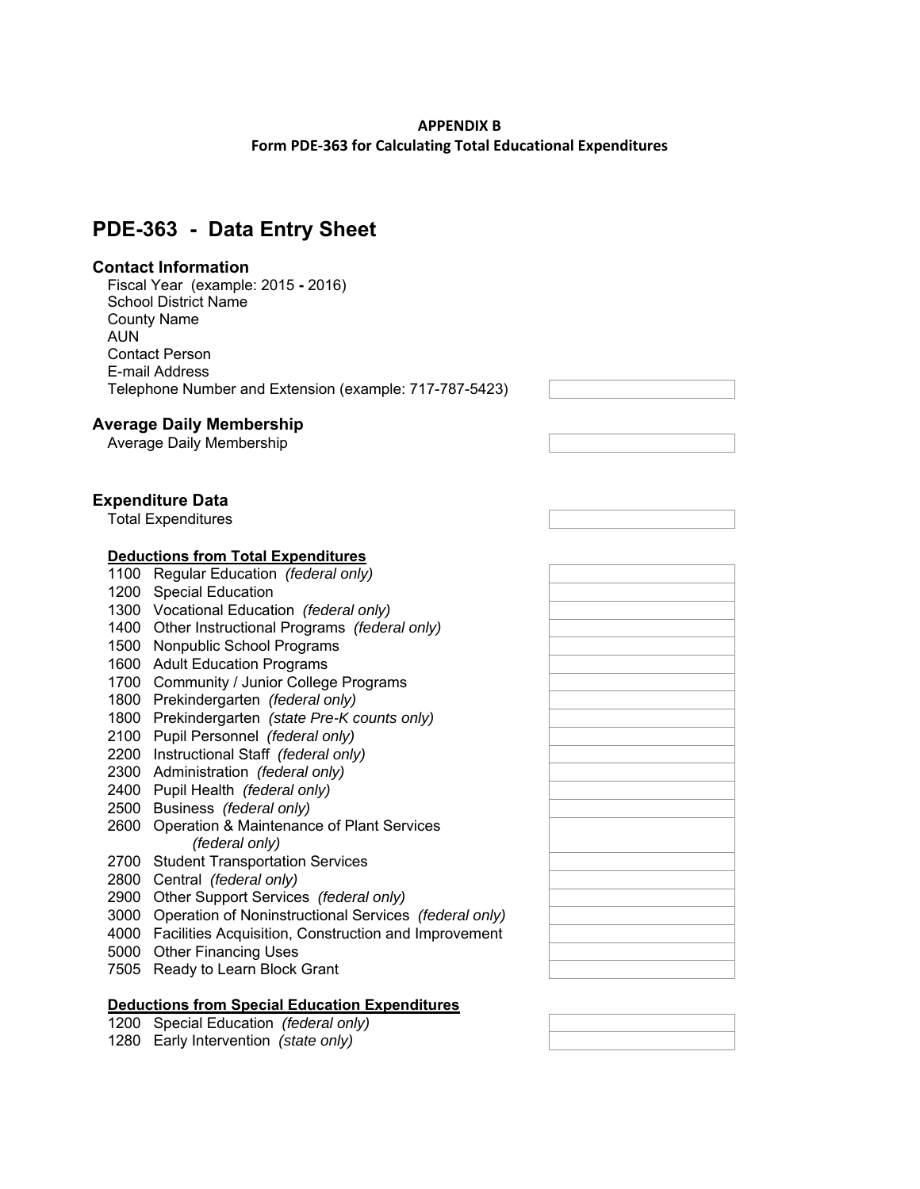**APPENDIX B**
**Form PDE-363 for Calculating Total Educational Expenditures**

# PDE-363 - Data Entry Sheet

## Contact Information

Fiscal Year (example: 2015 - 2016)
School District Name
County Name
AUN
Contact Person
E-mail Address
Telephone Number and Extension (example: 717-787-5423)

## Average Daily Membership

Average Daily Membership

## Expenditure Data

Total Expenditures

### Deductions from Total Expenditures

| | | |
|---|---|---|
| 1100 | Regular Education *(federal only)* | |
| 1200 | Special Education | |
| 1300 | Vocational Education *(federal only)* | |
| 1400 | Other Instructional Programs *(federal only)* | |
| 1500 | Nonpublic School Programs | |
| 1600 | Adult Education Programs | |
| 1700 | Community / Junior College Programs | |
| 1800 | Prekindergarten *(federal only)* | |
| 1800 | Prekindergarten *(state Pre-K counts only)* | |
| 2100 | Pupil Personnel *(federal only)* | |
| 2200 | Instructional Staff *(federal only)* | |
| 2300 | Administration *(federal only)* | |
| 2400 | Pupil Health *(federal only)* | |
| 2500 | Business *(federal only)* | |
| 2600 | Operation & Maintenance of Plant Services *(federal only)* | |
| 2700 | Student Transportation Services | |
| 2800 | Central *(federal only)* | |
| 2900 | Other Support Services *(federal only)* | |
| 3000 | Operation of Noninstructional Services *(federal only)* | |
| 4000 | Facilities Acquisition, Construction and Improvement | |
| 5000 | Other Financing Uses | |
| 7505 | Ready to Learn Block Grant | |

### Deductions from Special Education Expenditures

| | | |
|---|---|---|
| 1200 | Special Education *(federal only)* | |
| 1280 | Early Intervention *(state only)* | |